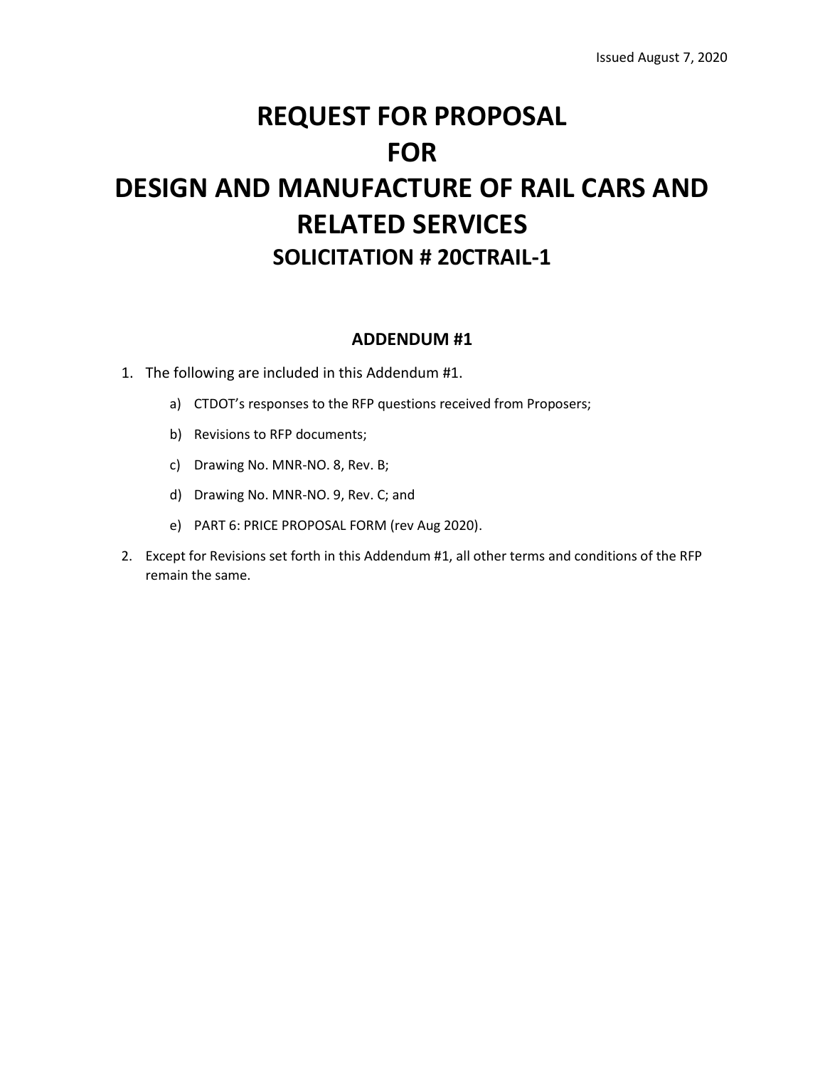Issued August 7, 2020

# REQUEST FOR PROPOSAL
# FOR
# DESIGN AND MANUFACTURE OF RAIL CARS AND RELATED SERVICES
## SOLICITATION # 20CTRAIL-1

### ADDENDUM #1

1. The following are included in this Addendum #1.
   a) CTDOT's responses to the RFP questions received from Proposers;
   b) Revisions to RFP documents;
   c) Drawing No. MNR-NO. 8, Rev. B;
   d) Drawing No. MNR-NO. 9, Rev. C; and
   e) PART 6: PRICE PROPOSAL FORM (rev Aug 2020).
2. Except for Revisions set forth in this Addendum #1, all other terms and conditions of the RFP remain the same.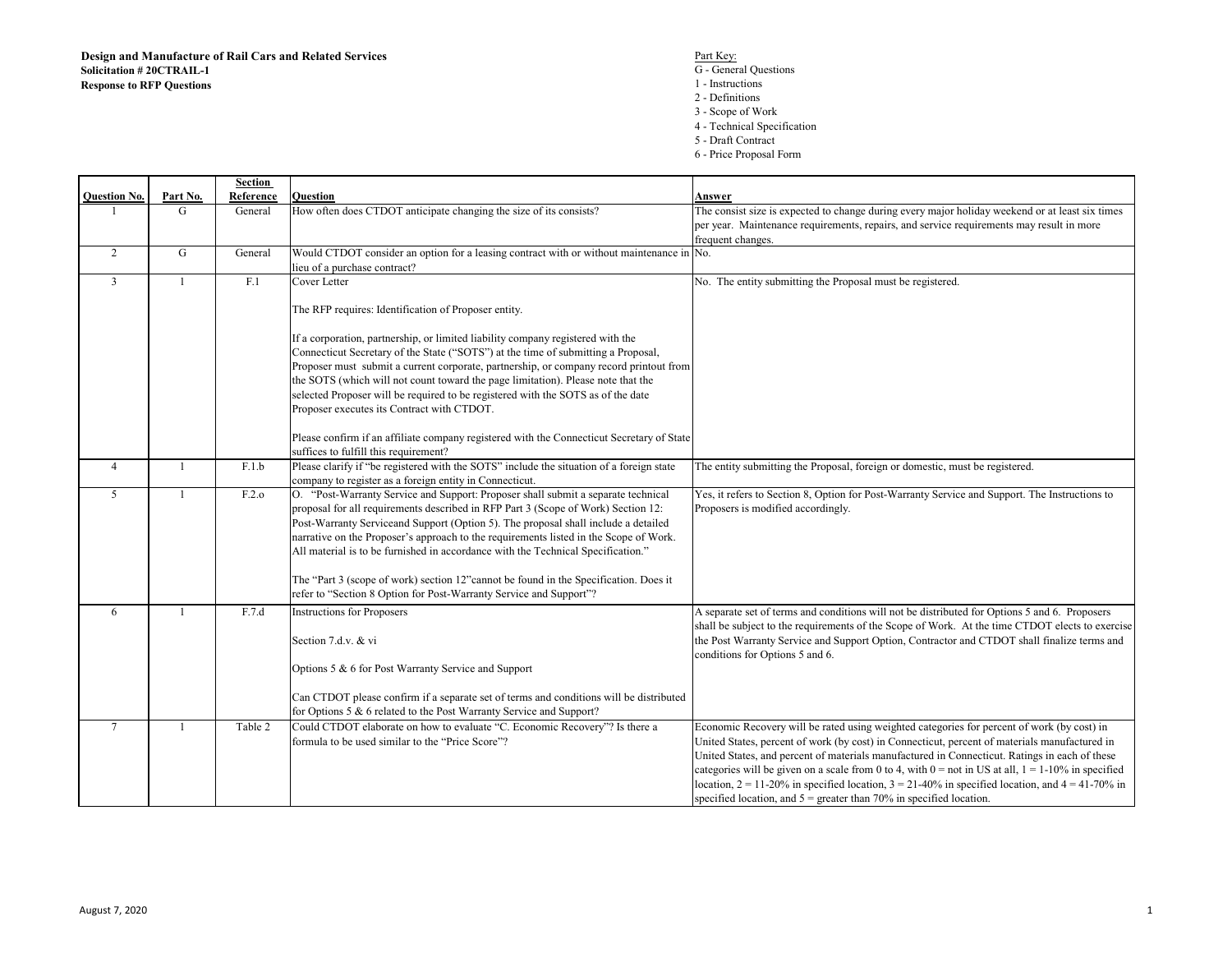**Design and Manufacture of Rail Cars and Related Services**
**Solicitation # 20CTRAIL-1**
**Response to RFP Questions**

Part Key:
G - General Questions
1 - Instructions
2 - Definitions
3 - Scope of Work
4 - Technical Specification
5 - Draft Contract
6 - Price Proposal Form

| Question No. | Part No. | Section Reference | Question | Answer |
|---|---|---|---|---|
| 1 | G | General | How often does CTDOT anticipate changing the size of its consists? | The consist size is expected to change during every major holiday weekend or at least six times per year. Maintenance requirements, repairs, and service requirements may result in more frequent changes. |
| 2 | G | General | Would CTDOT consider an option for a leasing contract with or without maintenance in lieu of a purchase contract? | No. |
| 3 | 1 | F.1 | Cover Letter<br><br>The RFP requires: Identification of Proposer entity.<br><br>If a corporation, partnership, or limited liability company registered with the Connecticut Secretary of the State ("SOTS") at the time of submitting a Proposal, Proposer must submit a current corporate, partnership, or company record printout from the SOTS (which will not count toward the page limitation). Please note that the selected Proposer will be required to be registered with the SOTS as of the date Proposer executes its Contract with CTDOT.<br><br>Please confirm if an affiliate company registered with the Connecticut Secretary of State suffices to fulfill this requirement? | No. The entity submitting the Proposal must be registered. |
| 4 | 1 | F.1.b | Please clarify if "be registered with the SOTS" include the situation of a foreign state company to register as a foreign entity in Connecticut. | The entity submitting the Proposal, foreign or domestic, must be registered. |
| 5 | 1 | F.2.o | O. "Post-Warranty Service and Support: Proposer shall submit a separate technical proposal for all requirements described in RFP Part 3 (Scope of Work) Section 12: Post-Warranty Serviceand Support (Option 5). The proposal shall include a detailed narrative on the Proposer's approach to the requirements listed in the Scope of Work. All material is to be furnished in accordance with the Technical Specification."<br><br>The "Part 3 (scope of work) section 12"cannot be found in the Specification. Does it refer to "Section 8 Option for Post-Warranty Service and Support"? | Yes, it refers to Section 8, Option for Post-Warranty Service and Support. The Instructions to Proposers is modified accordingly. |
| 6 | 1 | F.7.d | Instructions for Proposers<br><br>Section 7.d.v. & vi<br><br>Options 5 & 6 for Post Warranty Service and Support<br><br>Can CTDOT please confirm if a separate set of terms and conditions will be distributed for Options 5 & 6 related to the Post Warranty Service and Support? | A separate set of terms and conditions will not be distributed for Options 5 and 6. Proposers shall be subject to the requirements of the Scope of Work. At the time CTDOT elects to exercise the Post Warranty Service and Support Option, Contractor and CTDOT shall finalize terms and conditions for Options 5 and 6. |
| 7 | 1 | Table 2 | Could CTDOT elaborate on how to evaluate "C. Economic Recovery"? Is there a formula to be used similar to the "Price Score"? | Economic Recovery will be rated using weighted categories for percent of work (by cost) in United States, percent of work (by cost) in Connecticut, percent of materials manufactured in United States, and percent of materials manufactured in Connecticut. Ratings in each of these categories will be given on a scale from 0 to 4, with 0 = not in US at all, 1 = 1-10% in specified location, 2 = 11-20% in specified location, 3 = 21-40% in specified location, and 4 = 41-70% in specified location, and 5 = greater than 70% in specified location. |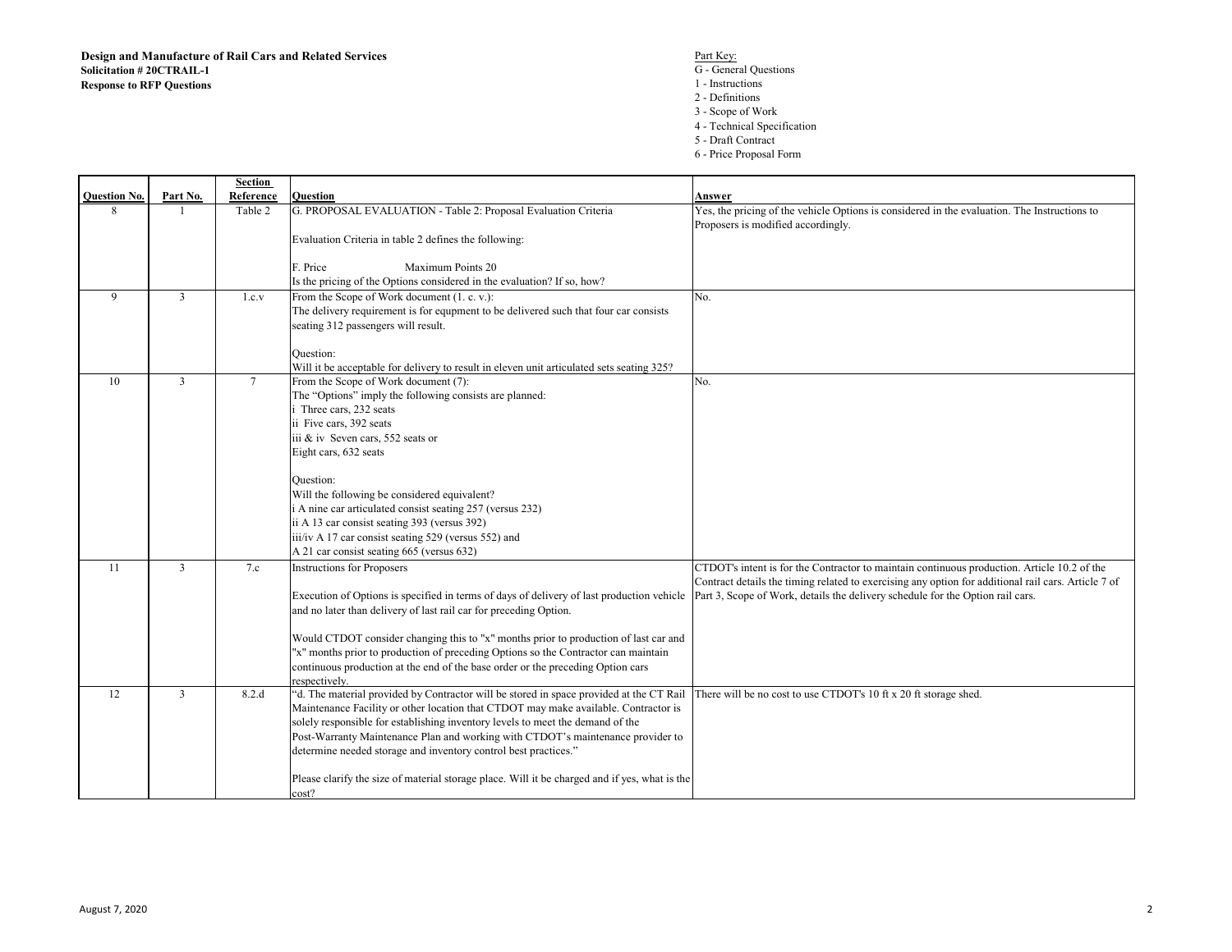**Design and Manufacture of Rail Cars and Related Services**
**Solicitation # 20CTRAIL-1**
**Response to RFP Questions**

Part Key:
G - General Questions
1 - Instructions
2 - Definitions
3 - Scope of Work
4 - Technical Specification
5 - Draft Contract
6 - Price Proposal Form

| Question No. | Part No. | Section Reference | Question | Answer |
|---|---|---|---|---|
| 8 | 1 | Table 2 | G. PROPOSAL EVALUATION - Table 2: Proposal Evaluation Criteria<br><br>Evaluation Criteria in table 2 defines the following:<br><br>F. Price Maximum Points 20<br>Is the pricing of the Options considered in the evaluation? If so, how? | Yes, the pricing of the vehicle Options is considered in the evaluation. The Instructions to Proposers is modified accordingly. |
| 9 | 3 | 1.c.v | From the Scope of Work document (1. c. v.):<br>The delivery requirement is for equpment to be delivered such that four car consists seating 312 passengers will result.<br><br>Question:<br>Will it be acceptable for delivery to result in eleven unit articulated sets seating 325? | No. |
| 10 | 3 | 7 | From the Scope of Work document (7):<br>The "Options" imply the following consists are planned:<br>i Three cars, 232 seats<br>ii Five cars, 392 seats<br>iii & iv Seven cars, 552 seats or<br>Eight cars, 632 seats<br><br>Question:<br>Will the following be considered equivalent?<br>i A nine car articulated consist seating 257 (versus 232)<br>ii A 13 car consist seating 393 (versus 392)<br>iii/iv A 17 car consist seating 529 (versus 552) and<br>A 21 car consist seating 665 (versus 632) | No. |
| 11 | 3 | 7.c | Instructions for Proposers<br><br>Execution of Options is specified in terms of days of delivery of last production vehicle and no later than delivery of last rail car for preceding Option.<br><br>Would CTDOT consider changing this to "x" months prior to production of last car and "x" months prior to production of preceding Options so the Contractor can maintain continuous production at the end of the base order or the preceding Option cars respectively. | CTDOT's intent is for the Contractor to maintain continuous production. Article 10.2 of the Contract details the timing related to exercising any option for additional rail cars. Article 7 of Part 3, Scope of Work, details the delivery schedule for the Option rail cars. |
| 12 | 3 | 8.2.d | "d. The material provided by Contractor will be stored in space provided at the CT Rail Maintenance Facility or other location that CTDOT may make available. Contractor is solely responsible for establishing inventory levels to meet the demand of the Post-Warranty Maintenance Plan and working with CTDOT's maintenance provider to determine needed storage and inventory control best practices."<br><br>Please clarify the size of material storage place. Will it be charged and if yes, what is the cost? | There will be no cost to use CTDOT's 10 ft x 20 ft storage shed. |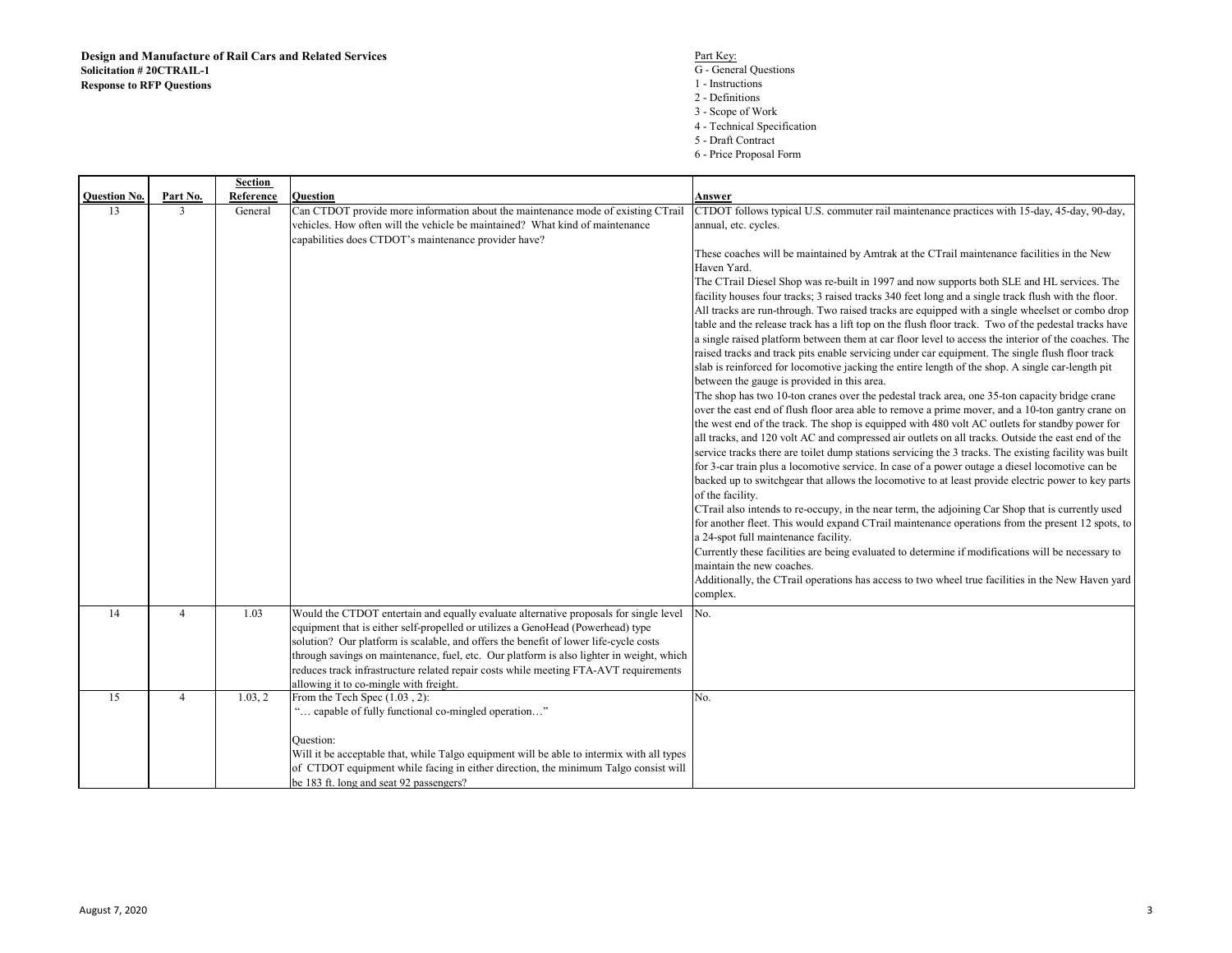**Design and Manufacture of Rail Cars and Related Services**
**Solicitation # 20CTRAIL-1**
**Response to RFP Questions**

Part Key:
G - General Questions
1 - Instructions
2 - Definitions
3 - Scope of Work
4 - Technical Specification
5 - Draft Contract
6 - Price Proposal Form

| Question No. | Part No. | Section Reference | Question | Answer |
|---|---|---|---|---|
| 13 | 3 | General | Can CTDOT provide more information about the maintenance mode of existing CTrail vehicles. How often will the vehicle be maintained? What kind of maintenance capabilities does CTDOT's maintenance provider have? | CTDOT follows typical U.S. commuter rail maintenance practices with 15-day, 45-day, 90-day, annual, etc. cycles.<br><br>These coaches will be maintained by Amtrak at the CTrail maintenance facilities in the New Haven Yard.<br>The CTrail Diesel Shop was re-built in 1997 and now supports both SLE and HL services. The facility houses four tracks; 3 raised tracks 340 feet long and a single track flush with the floor. All tracks are run-through. Two raised tracks are equipped with a single wheelset or combo drop table and the release track has a lift top on the flush floor track. Two of the pedestal tracks have a single raised platform between them at car floor level to access the interior of the coaches. The raised tracks and track pits enable servicing under car equipment. The single flush floor track slab is reinforced for locomotive jacking the entire length of the shop. A single car-length pit between the gauge is provided in this area.<br>The shop has two 10-ton cranes over the pedestal track area, one 35-ton capacity bridge crane over the east end of flush floor area able to remove a prime mover, and a 10-ton gantry crane on the west end of the track. The shop is equipped with 480 volt AC outlets for standby power for all tracks, and 120 volt AC and compressed air outlets on all tracks. Outside the east end of the service tracks there are toilet dump stations servicing the 3 tracks. The existing facility was built for 3-car train plus a locomotive service. In case of a power outage a diesel locomotive can be backed up to switchgear that allows the locomotive to at least provide electric power to key parts of the facility.<br>CTrail also intends to re-occupy, in the near term, the adjoining Car Shop that is currently used for another fleet. This would expand CTrail maintenance operations from the present 12 spots, to a 24-spot full maintenance facility.<br>Currently these facilities are being evaluated to determine if modifications will be necessary to maintain the new coaches.<br>Additionally, the CTrail operations has access to two wheel true facilities in the New Haven yard complex. |
| 14 | 4 | 1.03 | Would the CTDOT entertain and equally evaluate alternative proposals for single level equipment that is either self-propelled or utilizes a GenoHead (Powerhead) type solution? Our platform is scalable, and offers the benefit of lower life-cycle costs through savings on maintenance, fuel, etc. Our platform is also lighter in weight, which reduces track infrastructure related repair costs while meeting FTA-AVT requirements allowing it to co-mingle with freight. | No. |
| 15 | 4 | 1.03, 2 | From the Tech Spec (1.03 , 2):<br>"… capable of fully functional co-mingled operation…"<br><br>Question:<br>Will it be acceptable that, while Talgo equipment will be able to intermix with all types of CTDOT equipment while facing in either direction, the minimum Talgo consist will be 183 ft. long and seat 92 passengers? | No. |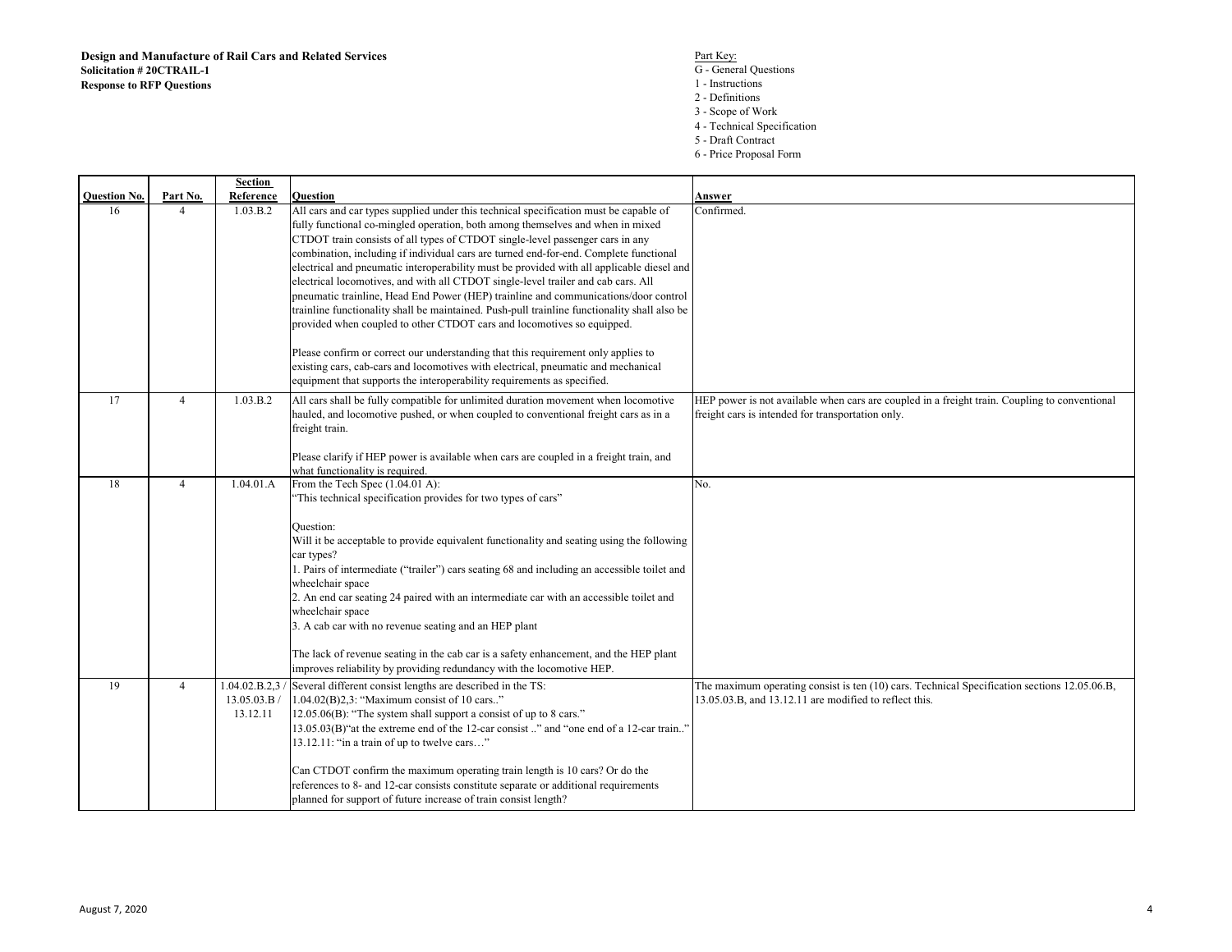**Design and Manufacture of Rail Cars and Related Services**
**Solicitation # 20CTRAIL-1**
**Response to RFP Questions**

Part Key:
G - General Questions
1 - Instructions
2 - Definitions
3 - Scope of Work
4 - Technical Specification
5 - Draft Contract
6 - Price Proposal Form

| Question No. | Part No. | Section Reference | Question | Answer |
|---|---|---|---|---|
| 16 | 4 | 1.03.B.2 | All cars and car types supplied under this technical specification must be capable of fully functional co-mingled operation, both among themselves and when in mixed CTDOT train consists of all types of CTDOT single-level passenger cars in any combination, including if individual cars are turned end-for-end. Complete functional electrical and pneumatic interoperability must be provided with all applicable diesel and electrical locomotives, and with all CTDOT single-level trailer and cab cars. All pneumatic trainline, Head End Power (HEP) trainline and communications/door control trainline functionality shall be maintained. Push-pull trainline functionality shall also be provided when coupled to other CTDOT cars and locomotives so equipped.<br><br>Please confirm or correct our understanding that this requirement only applies to existing cars, cab-cars and locomotives with electrical, pneumatic and mechanical equipment that supports the interoperability requirements as specified. | Confirmed. |
| 17 | 4 | 1.03.B.2 | All cars shall be fully compatible for unlimited duration movement when locomotive hauled, and locomotive pushed, or when coupled to conventional freight cars as in a freight train.<br><br>Please clarify if HEP power is available when cars are coupled in a freight train, and what functionality is required. | HEP power is not available when cars are coupled in a freight train. Coupling to conventional freight cars is intended for transportation only. |
| 18 | 4 | 1.04.01.A | From the Tech Spec (1.04.01 A):<br>"This technical specification provides for two types of cars"<br><br>Question:<br>Will it be acceptable to provide equivalent functionality and seating using the following car types?<br>1. Pairs of intermediate ("trailer") cars seating 68 and including an accessible toilet and wheelchair space<br>2. An end car seating 24 paired with an intermediate car with an accessible toilet and wheelchair space<br>3. A cab car with no revenue seating and an HEP plant<br><br>The lack of revenue seating in the cab car is a safety enhancement, and the HEP plant improves reliability by providing redundancy with the locomotive HEP. | No. |
| 19 | 4 | 1.04.02.B.2,3 / 13.05.03.B / 13.12.11 | Several different consist lengths are described in the TS:<br>1.04.02(B)2,3: "Maximum consist of 10 cars.."<br>12.05.06(B): "The system shall support a consist of up to 8 cars."<br>13.05.03(B)"at the extreme end of the 12-car consist .." and "one end of a 12-car train.."<br>13.12.11: "in a train of up to twelve cars…"<br><br>Can CTDOT confirm the maximum operating train length is 10 cars? Or do the references to 8- and 12-car consists constitute separate or additional requirements planned for support of future increase of train consist length? | The maximum operating consist is ten (10) cars. Technical Specification sections 12.05.06.B, 13.05.03.B, and 13.12.11 are modified to reflect this. |

August 7, 2020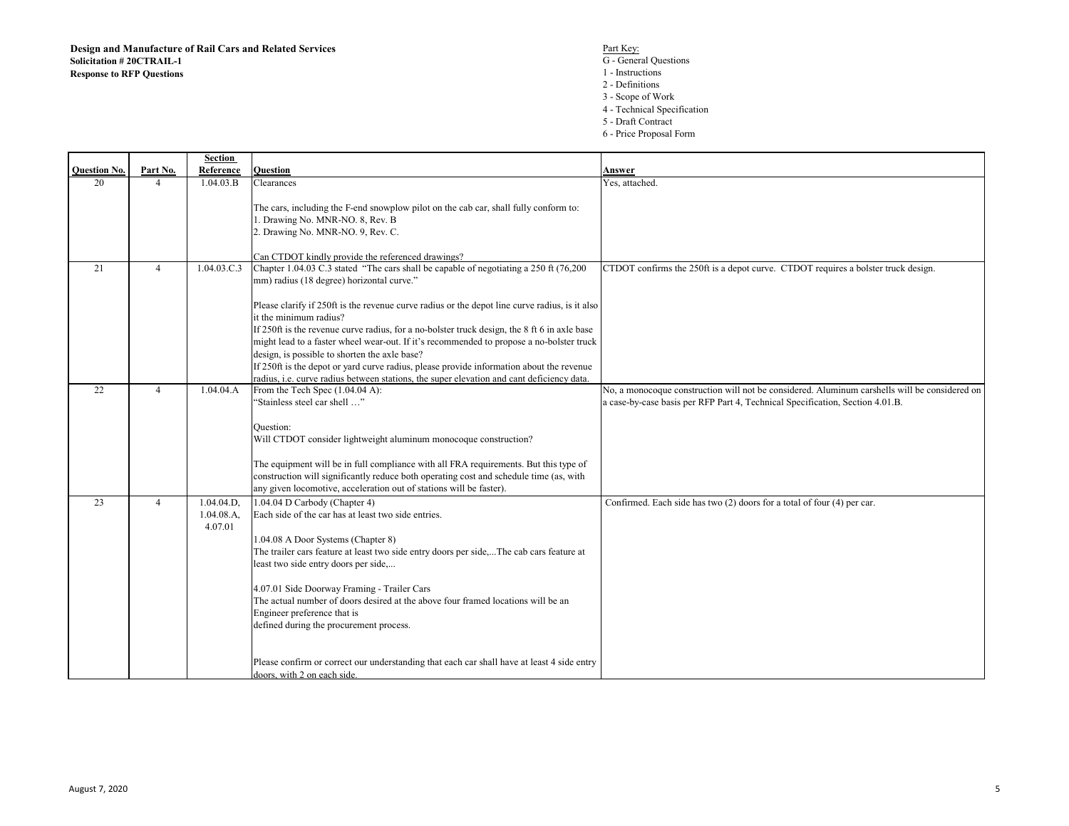**Design and Manufacture of Rail Cars and Related Services**
**Solicitation # 20CTRAIL-1**
**Response to RFP Questions**

Part Key:
G - General Questions
1 - Instructions
2 - Definitions
3 - Scope of Work
4 - Technical Specification
5 - Draft Contract
6 - Price Proposal Form

| Question No. | Part No. | Section Reference | Question | Answer |
|---|---|---|---|---|
| 20 | 4 | 1.04.03.B | Clearances<br><br>The cars, including the F-end snowplow pilot on the cab car, shall fully conform to:<br>1. Drawing No. MNR-NO. 8, Rev. B<br>2. Drawing No. MNR-NO. 9, Rev. C.<br><br>Can CTDOT kindly provide the referenced drawings? | Yes, attached. |
| 21 | 4 | 1.04.03.C.3 | Chapter 1.04.03 C.3 stated "The cars shall be capable of negotiating a 250 ft (76,200 mm) radius (18 degree) horizontal curve."<br><br>Please clarify if 250ft is the revenue curve radius or the depot line curve radius, is it also it the minimum radius?<br>If 250ft is the revenue curve radius, for a no-bolster truck design, the 8 ft 6 in axle base might lead to a faster wheel wear-out. If it's recommended to propose a no-bolster truck design, is possible to shorten the axle base?<br>If 250ft is the depot or yard curve radius, please provide information about the revenue radius, i.e. curve radius between stations, the super elevation and cant deficiency data. | CTDOT confirms the 250ft is a depot curve. CTDOT requires a bolster truck design. |
| 22 | 4 | 1.04.04.A | From the Tech Spec (1.04.04 A):<br>"Stainless steel car shell …"<br><br>Question:<br>Will CTDOT consider lightweight aluminum monocoque construction?<br><br>The equipment will be in full compliance with all FRA requirements. But this type of construction will significantly reduce both operating cost and schedule time (as, with any given locomotive, acceleration out of stations will be faster). | No, a monocoque construction will not be considered. Aluminum carshells will be considered on a case-by-case basis per RFP Part 4, Technical Specification, Section 4.01.B. |
| 23 | 4 | 1.04.04.D,<br>1.04.08.A,<br>4.07.01 | 1.04.04 D Carbody (Chapter 4)<br>Each side of the car has at least two side entries.<br><br>1.04.08 A Door Systems (Chapter 8)<br>The trailer cars feature at least two side entry doors per side,...The cab cars feature at least two side entry doors per side,...<br><br>4.07.01 Side Doorway Framing - Trailer Cars<br>The actual number of doors desired at the above four framed locations will be an Engineer preference that is<br>defined during the procurement process.<br><br>Please confirm or correct our understanding that each car shall have at least 4 side entry doors, with 2 on each side. | Confirmed. Each side has two (2) doors for a total of four (4) per car. |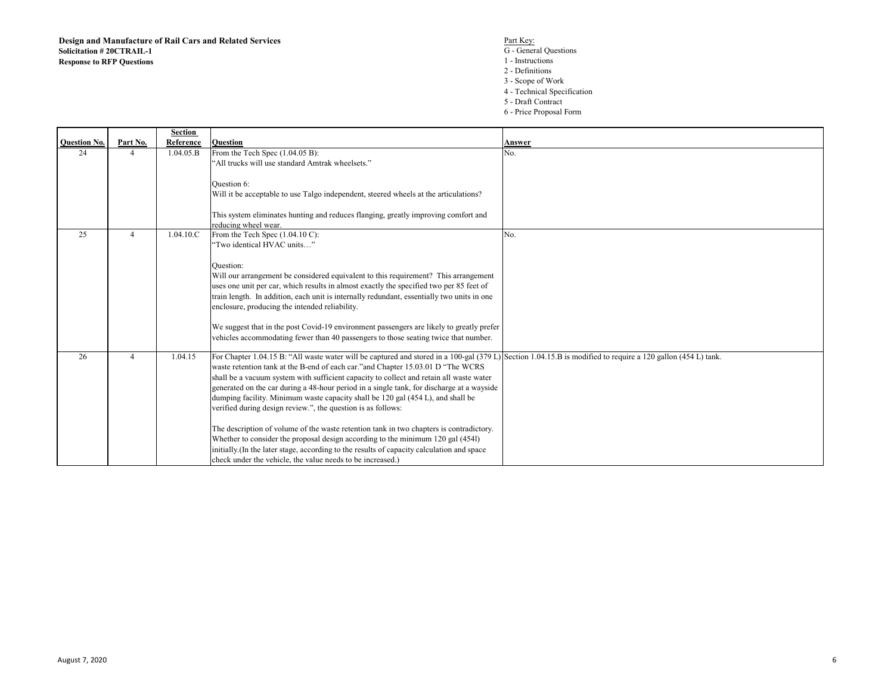**Design and Manufacture of Rail Cars and Related Services**
**Solicitation # 20CTRAIL-1**
**Response to RFP Questions**

Part Key:
G - General Questions
1 - Instructions
2 - Definitions
3 - Scope of Work
4 - Technical Specification
5 - Draft Contract
6 - Price Proposal Form

| Question No. | Part No. | Section Reference | Question | Answer |
|---|---|---|---|---|
| 24 | 4 | 1.04.05.B | From the Tech Spec (1.04.05 B):<br>"All trucks will use standard Amtrak wheelsets."<br><br>Question 6:<br>Will it be acceptable to use Talgo independent, steered wheels at the articulations?<br><br>This system eliminates hunting and reduces flanging, greatly improving comfort and reducing wheel wear. | No. |
| 25 | 4 | 1.04.10.C | From the Tech Spec (1.04.10 C):<br>"Two identical HVAC units…"<br><br>Question:<br>Will our arrangement be considered equivalent to this requirement? This arrangement uses one unit per car, which results in almost exactly the specified two per 85 feet of train length. In addition, each unit is internally redundant, essentially two units in one enclosure, producing the intended reliability.<br><br>We suggest that in the post Covid-19 environment passengers are likely to greatly prefer vehicles accommodating fewer than 40 passengers to those seating twice that number. | No. |
| 26 | 4 | 1.04.15 | For Chapter 1.04.15 B: "All waste water will be captured and stored in a 100-gal (379 L) waste retention tank at the B-end of each car."and Chapter 15.03.01 D "The WCRS shall be a vacuum system with sufficient capacity to collect and retain all waste water generated on the car during a 48-hour period in a single tank, for discharge at a wayside dumping facility. Minimum waste capacity shall be 120 gal (454 L), and shall be verified during design review.", the question is as follows:<br><br>The description of volume of the waste retention tank in two chapters is contradictory. Whether to consider the proposal design according to the minimum 120 gal (454l) initially.(In the later stage, according to the results of capacity calculation and space check under the vehicle, the value needs to be increased.) | Section 1.04.15.B is modified to require a 120 gallon (454 L) tank. |

August 7, 2020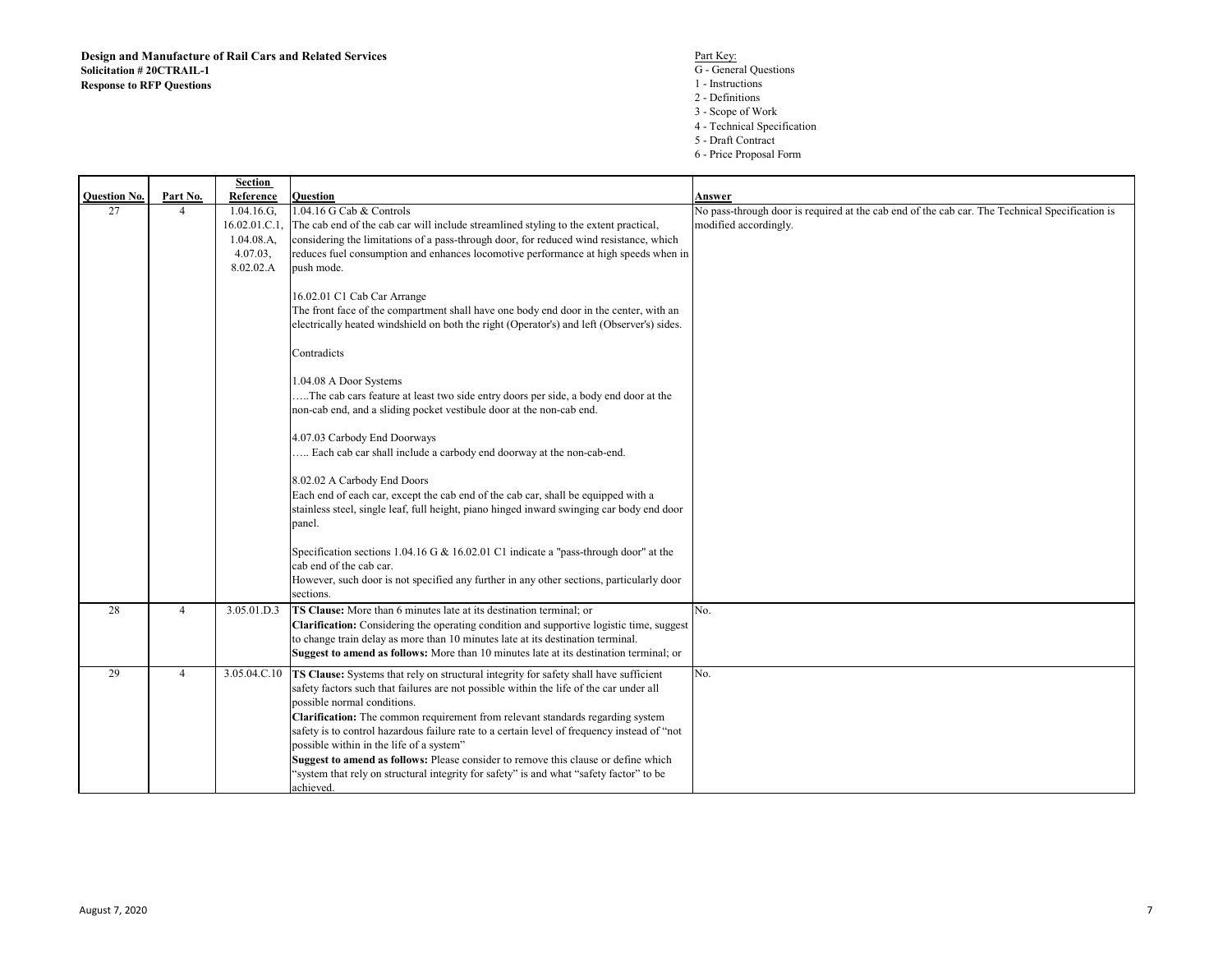**Design and Manufacture of Rail Cars and Related Services**
**Solicitation # 20CTRAIL-1**
**Response to RFP Questions**

Part Key:
G - General Questions
1 - Instructions
2 - Definitions
3 - Scope of Work
4 - Technical Specification
5 - Draft Contract
6 - Price Proposal Form

| Question No. | Part No. | Section Reference | Question | Answer |
|---|---|---|---|---|
| 27 | 4 | 1.04.16.G, 16.02.01.C.1, 1.04.08.A, 4.07.03, 8.02.02.A | 1.04.16 G Cab & Controls<br>The cab end of the cab car will include streamlined styling to the extent practical, considering the limitations of a pass-through door, for reduced wind resistance, which reduces fuel consumption and enhances locomotive performance at high speeds when in push mode.<br><br>16.02.01 C1 Cab Car Arrange<br>The front face of the compartment shall have one body end door in the center, with an electrically heated windshield on both the right (Operator's) and left (Observer's) sides.<br><br>Contradicts<br><br>1.04.08 A Door Systems<br>…..The cab cars feature at least two side entry doors per side, a body end door at the non-cab end, and a sliding pocket vestibule door at the non-cab end.<br><br>4.07.03 Carbody End Doorways<br>….. Each cab car shall include a carbody end doorway at the non-cab-end.<br><br>8.02.02 A Carbody End Doors<br>Each end of each car, except the cab end of the cab car, shall be equipped with a stainless steel, single leaf, full height, piano hinged inward swinging car body end door panel.<br><br>Specification sections 1.04.16 G & 16.02.01 C1 indicate a "pass-through door" at the cab end of the cab car.<br>However, such door is not specified any further in any other sections, particularly door sections. | No pass-through door is required at the cab end of the cab car. The Technical Specification is modified accordingly. |
| 28 | 4 | 3.05.01.D.3 | **TS Clause:** More than 6 minutes late at its destination terminal; or<br>**Clarification:** Considering the operating condition and supportive logistic time, suggest to change train delay as more than 10 minutes late at its destination terminal.<br>**Suggest to amend as follows:** More than 10 minutes late at its destination terminal; or | No. |
| 29 | 4 | 3.05.04.C.10 | **TS Clause:** Systems that rely on structural integrity for safety shall have sufficient safety factors such that failures are not possible within the life of the car under all possible normal conditions.<br>**Clarification:** The common requirement from relevant standards regarding system safety is to control hazardous failure rate to a certain level of frequency instead of "not possible within in the life of a system"<br>**Suggest to amend as follows:** Please consider to remove this clause or define which "system that rely on structural integrity for safety" is and what "safety factor" to be achieved. | No. |

August 7, 2020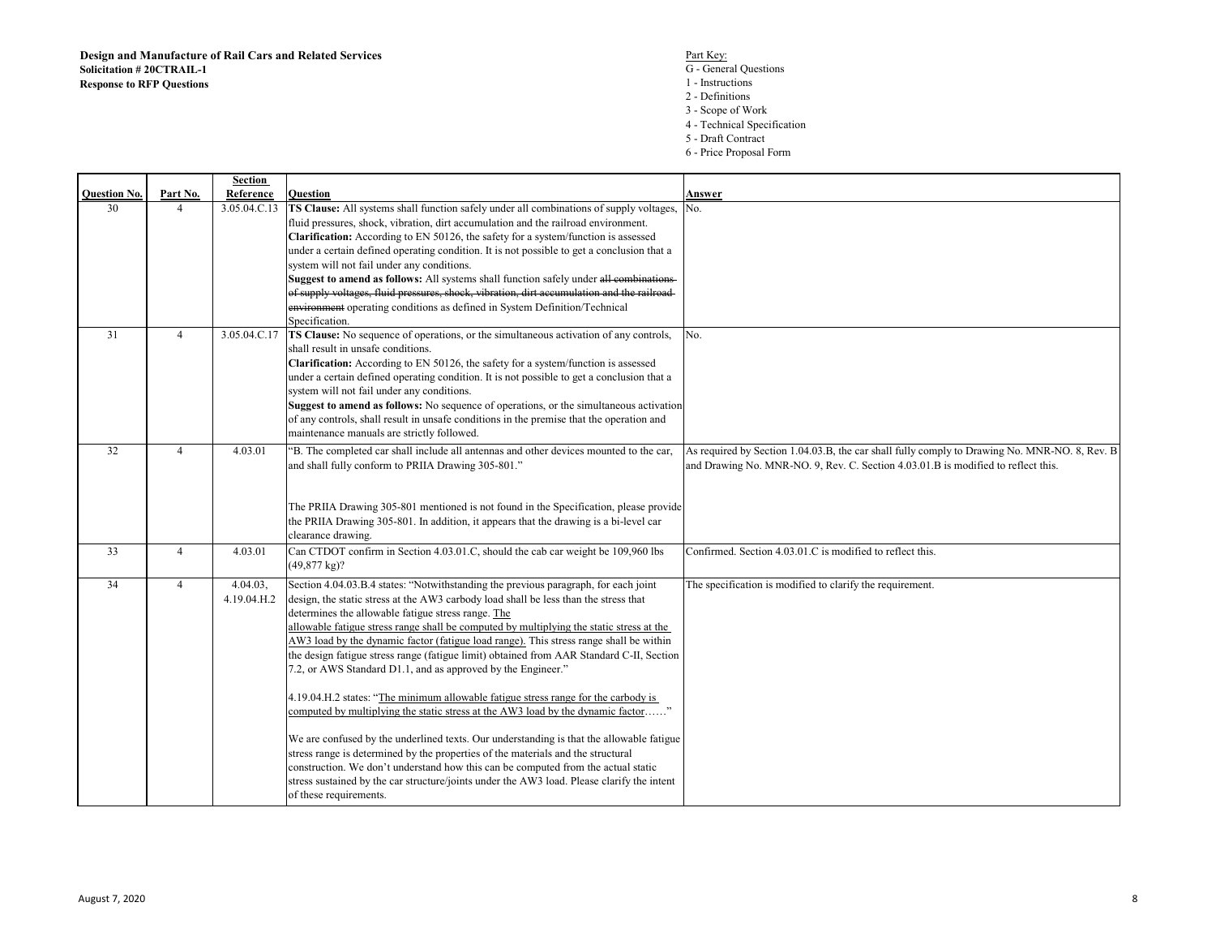**Design and Manufacture of Rail Cars and Related Services**
**Solicitation # 20CTRAIL-1**
**Response to RFP Questions**

Part Key:
G - General Questions
1 - Instructions
2 - Definitions
3 - Scope of Work
4 - Technical Specification
5 - Draft Contract
6 - Price Proposal Form

| Question No. | Part No. | Section Reference | Question | Answer |
|---|---|---|---|---|
| 30 | 4 | 3.05.04.C.13 | **TS Clause:** All systems shall function safely under all combinations of supply voltages, fluid pressures, shock, vibration, dirt accumulation and the railroad environment.<br>**Clarification:** According to EN 50126, the safety for a system/function is assessed under a certain defined operating condition. It is not possible to get a conclusion that a system will not fail under any conditions.<br>**Suggest to amend as follows:** All systems shall function safely under ~~all combinations of supply voltages, fluid pressures, shock, vibration, dirt accumulation and the railroad environment~~ operating conditions as defined in System Definition/Technical Specification. | No. |
| 31 | 4 | 3.05.04.C.17 | **TS Clause:** No sequence of operations, or the simultaneous activation of any controls, shall result in unsafe conditions.<br>**Clarification:** According to EN 50126, the safety for a system/function is assessed under a certain defined operating condition. It is not possible to get a conclusion that a system will not fail under any conditions.<br>**Suggest to amend as follows:** No sequence of operations, or the simultaneous activation of any controls, shall result in unsafe conditions in the premise that the operation and maintenance manuals are strictly followed. | No. |
| 32 | 4 | 4.03.01 | "B. The completed car shall include all antennas and other devices mounted to the car, and shall fully conform to PRIIA Drawing 305-801."<br><br>The PRIIA Drawing 305-801 mentioned is not found in the Specification, please provide the PRIIA Drawing 305-801. In addition, it appears that the drawing is a bi-level car clearance drawing. | As required by Section 1.04.03.B, the car shall fully comply to Drawing No. MNR-NO. 8, Rev. B and Drawing No. MNR-NO. 9, Rev. C. Section 4.03.01.B is modified to reflect this. |
| 33 | 4 | 4.03.01 | Can CTDOT confirm in Section 4.03.01.C, should the cab car weight be 109,960 lbs (49,877 kg)? | Confirmed. Section 4.03.01.C is modified to reflect this. |
| 34 | 4 | 4.04.03, 4.19.04.H.2 | Section 4.04.03.B.4 states: "Notwithstanding the previous paragraph, for each joint design, the static stress at the AW3 carbody load shall be less than the stress that determines the allowable fatigue stress range. <u>The allowable fatigue stress range shall be computed by multiplying the static stress at the AW3 load by the dynamic factor (fatigue load range).</u> This stress range shall be within the design fatigue stress range (fatigue limit) obtained from AAR Standard C-II, Section 7.2, or AWS Standard D1.1, and as approved by the Engineer."<br><br>4.19.04.H.2 states: "<u>The minimum allowable fatigue stress range for the carbody is computed by multiplying the static stress at the AW3 load by the dynamic factor</u>……"<br><br>We are confused by the underlined texts. Our understanding is that the allowable fatigue stress range is determined by the properties of the materials and the structural construction. We don't understand how this can be computed from the actual static stress sustained by the car structure/joints under the AW3 load. Please clarify the intent of these requirements. | The specification is modified to clarify the requirement. |

August 7, 2020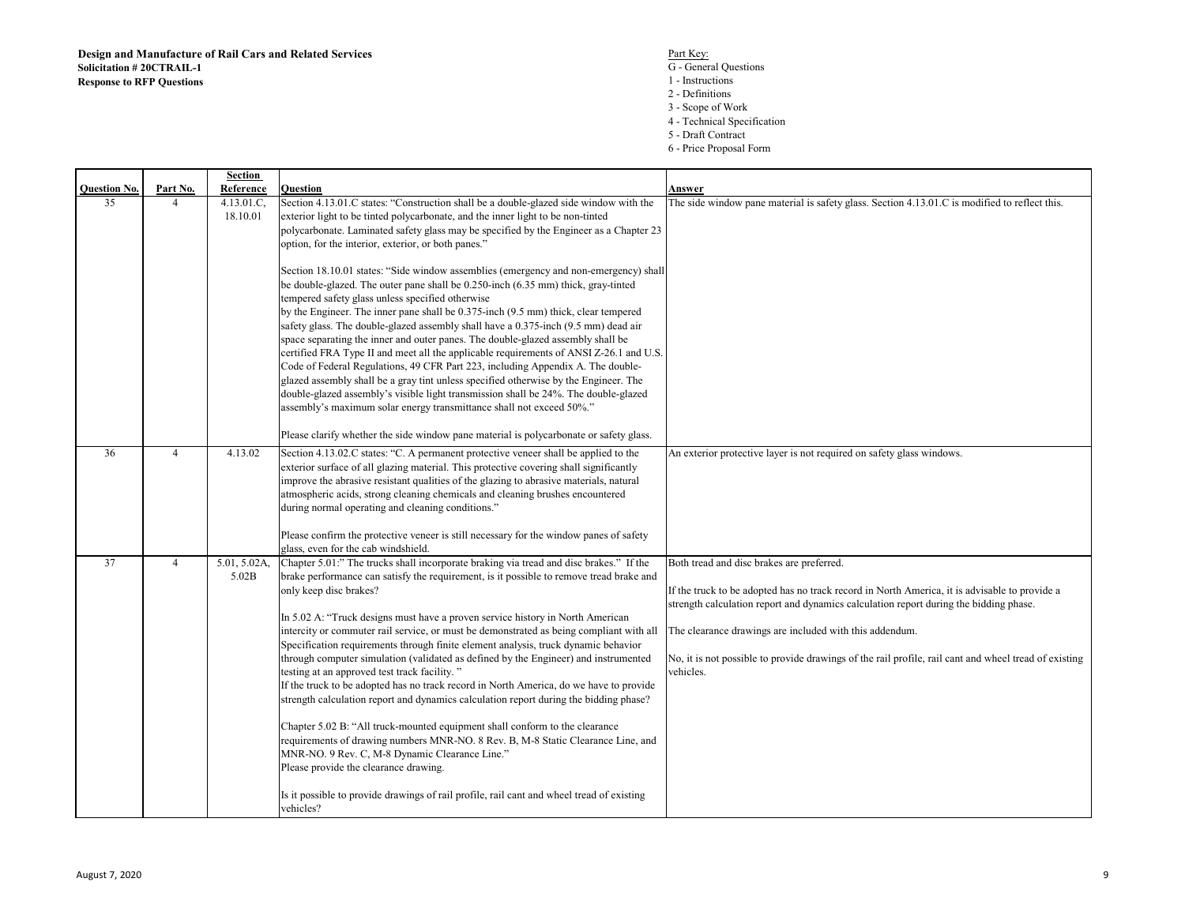**Design and Manufacture of Rail Cars and Related Services**
**Solicitation # 20CTRAIL-1**
**Response to RFP Questions**

Part Key:
G - General Questions
1 - Instructions
2 - Definitions
3 - Scope of Work
4 - Technical Specification
5 - Draft Contract
6 - Price Proposal Form

| Question No. | Part No. | Section Reference | Question | Answer |
|---|---|---|---|---|
| 35 | 4 | 4.13.01.C, 18.10.01 | Section 4.13.01.C states: "Construction shall be a double-glazed side window with the exterior light to be tinted polycarbonate, and the inner light to be non-tinted polycarbonate. Laminated safety glass may be specified by the Engineer as a Chapter 23 option, for the interior, exterior, or both panes."<br><br>Section 18.10.01 states: "Side window assemblies (emergency and non-emergency) shall be double-glazed. The outer pane shall be 0.250-inch (6.35 mm) thick, gray-tinted tempered safety glass unless specified otherwise by the Engineer. The inner pane shall be 0.375-inch (9.5 mm) thick, clear tempered safety glass. The double-glazed assembly shall have a 0.375-inch (9.5 mm) dead air space separating the inner and outer panes. The double-glazed assembly shall be certified FRA Type II and meet all the applicable requirements of ANSI Z-26.1 and U.S. Code of Federal Regulations, 49 CFR Part 223, including Appendix A. The double-glazed assembly shall be a gray tint unless specified otherwise by the Engineer. The double-glazed assembly's visible light transmission shall be 24%. The double-glazed assembly's maximum solar energy transmittance shall not exceed 50%."<br><br>Please clarify whether the side window pane material is polycarbonate or safety glass. | The side window pane material is safety glass. Section 4.13.01.C is modified to reflect this. |
| 36 | 4 | 4.13.02 | Section 4.13.02.C states: "C. A permanent protective veneer shall be applied to the exterior surface of all glazing material. This protective covering shall significantly improve the abrasive resistant qualities of the glazing to abrasive materials, natural atmospheric acids, strong cleaning chemicals and cleaning brushes encountered during normal operating and cleaning conditions."<br><br>Please confirm the protective veneer is still necessary for the window panes of safety glass, even for the cab windshield. | An exterior protective layer is not required on safety glass windows. |
| 37 | 4 | 5.01, 5.02A, 5.02B | Chapter 5.01:" The trucks shall incorporate braking via tread and disc brakes." If the brake performance can satisfy the requirement, is it possible to remove tread brake and only keep disc brakes?<br><br>In 5.02 A: "Truck designs must have a proven service history in North American intercity or commuter rail service, or must be demonstrated as being compliant with all Specification requirements through finite element analysis, truck dynamic behavior through computer simulation (validated as defined by the Engineer) and instrumented testing at an approved test track facility. "<br>If the truck to be adopted has no track record in North America, do we have to provide strength calculation report and dynamics calculation report during the bidding phase?<br><br>Chapter 5.02 B: "All truck-mounted equipment shall conform to the clearance requirements of drawing numbers MNR-NO. 8 Rev. B, M-8 Static Clearance Line, and MNR-NO. 9 Rev. C, M-8 Dynamic Clearance Line."<br>Please provide the clearance drawing.<br><br>Is it possible to provide drawings of rail profile, rail cant and wheel tread of existing vehicles? | Both tread and disc brakes are preferred.<br><br>If the truck to be adopted has no track record in North America, it is advisable to provide a strength calculation report and dynamics calculation report during the bidding phase.<br><br>The clearance drawings are included with this addendum.<br><br>No, it is not possible to provide drawings of the rail profile, rail cant and wheel tread of existing vehicles. |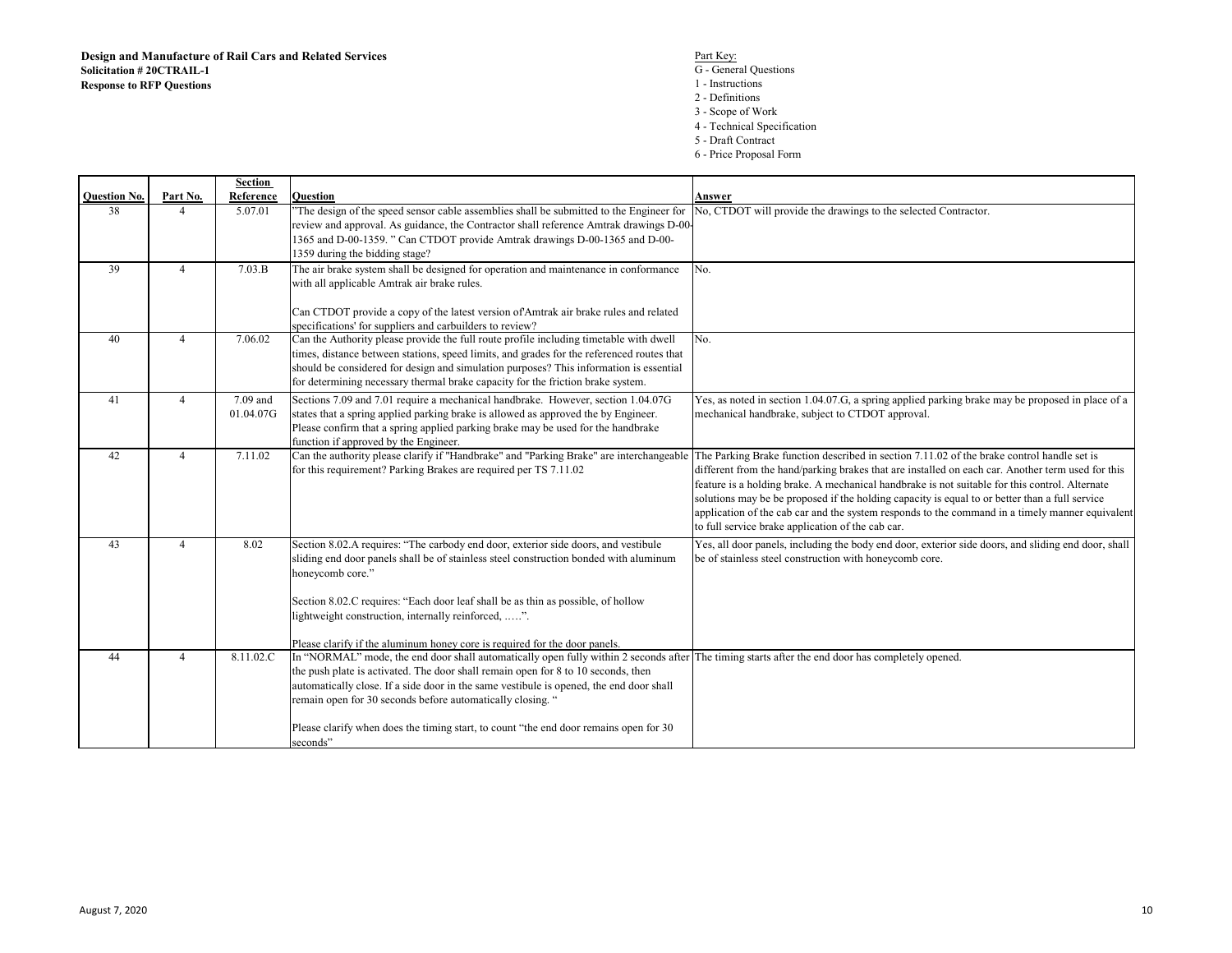**Design and Manufacture of Rail Cars and Related Services**
**Solicitation # 20CTRAIL-1**
**Response to RFP Questions**

Part Key:
G - General Questions
1 - Instructions
2 - Definitions
3 - Scope of Work
4 - Technical Specification
5 - Draft Contract
6 - Price Proposal Form

| Question No. | Part No. | Section Reference | Question | Answer |
|---|---|---|---|---|
| 38 | 4 | 5.07.01 | "The design of the speed sensor cable assemblies shall be submitted to the Engineer for review and approval. As guidance, the Contractor shall reference Amtrak drawings D-00-1365 and D-00-1359. " Can CTDOT provide Amtrak drawings D-00-1365 and D-00-1359 during the bidding stage? | No, CTDOT will provide the drawings to the selected Contractor. |
| 39 | 4 | 7.03.B | The air brake system shall be designed for operation and maintenance in conformance with all applicable Amtrak air brake rules.<br><br>Can CTDOT provide a copy of the latest version of'Amtrak air brake rules and related specifications' for suppliers and carbuilders to review? | No. |
| 40 | 4 | 7.06.02 | Can the Authority please provide the full route profile including timetable with dwell times, distance between stations, speed limits, and grades for the referenced routes that should be considered for design and simulation purposes? This information is essential for determining necessary thermal brake capacity for the friction brake system. | No. |
| 41 | 4 | 7.09 and 01.04.07G | Sections 7.09 and 7.01 require a mechanical handbrake. However, section 1.04.07G states that a spring applied parking brake is allowed as approved the by Engineer. Please confirm that a spring applied parking brake may be used for the handbrake function if approved by the Engineer. | Yes, as noted in section 1.04.07.G, a spring applied parking brake may be proposed in place of a mechanical handbrake, subject to CTDOT approval. |
| 42 | 4 | 7.11.02 | Can the authority please clarify if "Handbrake" and "Parking Brake" are interchangeable for this requirement? Parking Brakes are required per TS 7.11.02 | The Parking Brake function described in section 7.11.02 of the brake control handle set is different from the hand/parking brakes that are installed on each car. Another term used for this feature is a holding brake. A mechanical handbrake is not suitable for this control. Alternate solutions may be proposed if the holding capacity is equal to or better than a full service application of the cab car and the system responds to the command in a timely manner equivalent to full service brake application of the cab car. |
| 43 | 4 | 8.02 | Section 8.02.A requires: "The carbody end door, exterior side doors, and vestibule sliding end door panels shall be of stainless steel construction bonded with aluminum honeycomb core."<br><br>Section 8.02.C requires: "Each door leaf shall be as thin as possible, of hollow lightweight construction, internally reinforced, …..".<br><br>Please clarify if the aluminum honey core is required for the door panels. | Yes, all door panels, including the body end door, exterior side doors, and sliding end door, shall be of stainless steel construction with honeycomb core. |
| 44 | 4 | 8.11.02.C | In "NORMAL" mode, the end door shall automatically open fully within 2 seconds after the push plate is activated. The door shall remain open for 8 to 10 seconds, then automatically close. If a side door in the same vestibule is opened, the end door shall remain open for 30 seconds before automatically closing. "<br><br>Please clarify when does the timing start, to count "the end door remains open for 30 seconds" | The timing starts after the end door has completely opened. |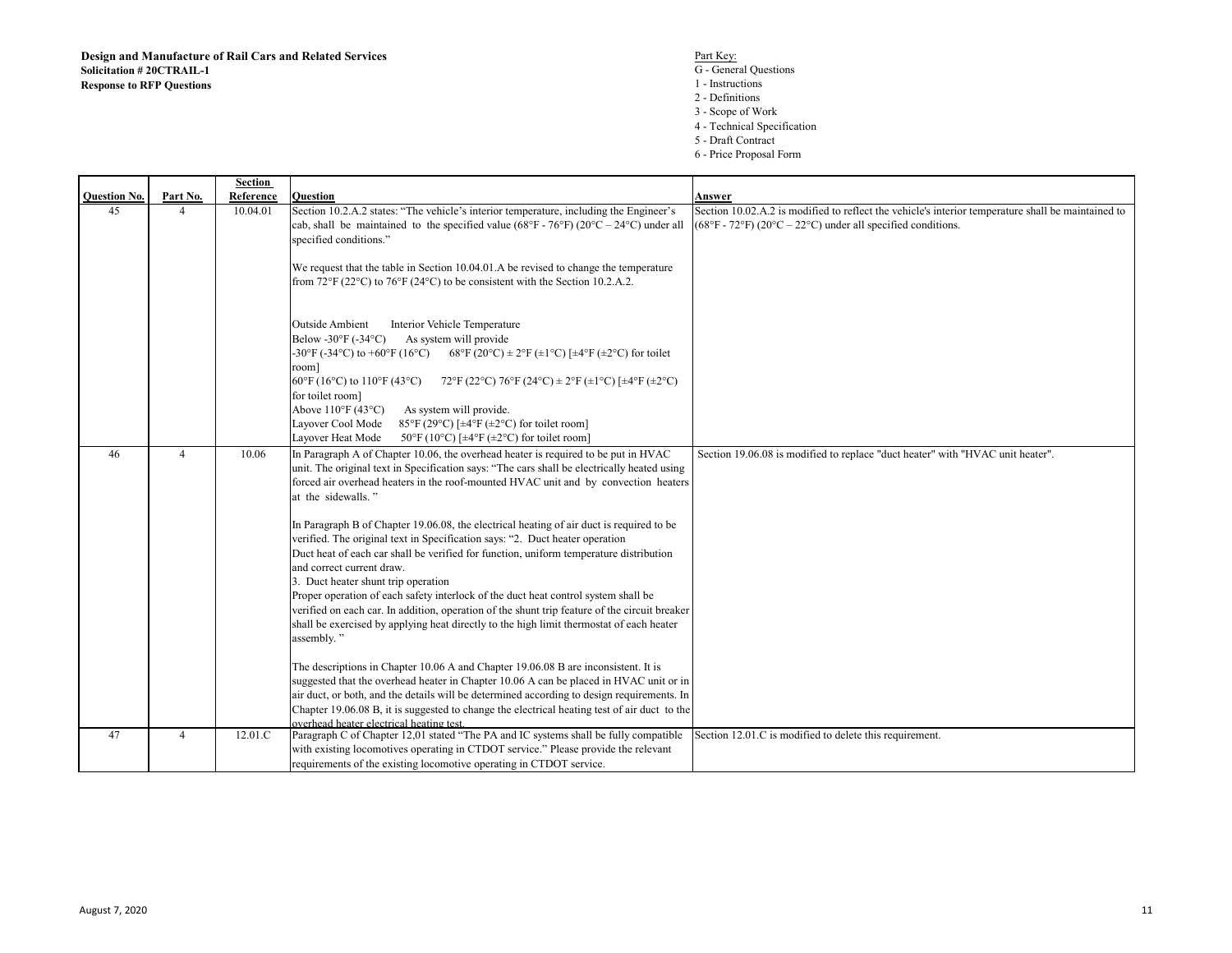**Design and Manufacture of Rail Cars and Related Services**
**Solicitation # 20CTRAIL-1**
**Response to RFP Questions**

Part Key:
G - General Questions
1 - Instructions
2 - Definitions
3 - Scope of Work
4 - Technical Specification
5 - Draft Contract
6 - Price Proposal Form

| Question No. | Part No. | Section Reference | Question | Answer |
|---|---|---|---|---|
| 45 | 4 | 10.04.01 | Section 10.2.A.2 states: "The vehicle's interior temperature, including the Engineer's cab, shall be maintained to the specified value (68°F - 76°F) (20°C – 24°C) under all specified conditions."<br><br>We request that the table in Section 10.04.01.A be revised to change the temperature from 72°F (22°C) to 76°F (24°C) to be consistent with the Section 10.2.A.2.<br><br>Outside Ambient — Interior Vehicle Temperature<br>Below -30°F (-34°C) — As system will provide<br>-30°F (-34°C) to +60°F (16°C) — 68°F (20°C) ± 2°F (±1°C) [±4°F (±2°C) for toilet room]<br>60°F (16°C) to 110°F (43°C) — 72°F (22°C) 76°F (24°C) ± 2°F (±1°C) [±4°F (±2°C) for toilet room]<br>Above 110°F (43°C) — As system will provide.<br>Layover Cool Mode — 85°F (29°C) [±4°F (±2°C) for toilet room]<br>Layover Heat Mode — 50°F (10°C) [±4°F (±2°C) for toilet room] | Section 10.02.A.2 is modified to reflect the vehicle's interior temperature shall be maintained to (68°F - 72°F) (20°C – 22°C) under all specified conditions. |
| 46 | 4 | 10.06 | In Paragraph A of Chapter 10.06, the overhead heater is required to be put in HVAC unit. The original text in Specification says: "The cars shall be electrically heated using forced air overhead heaters in the roof-mounted HVAC unit and by convection heaters at the sidewalls."<br><br>In Paragraph B of Chapter 19.06.08, the electrical heating of air duct is required to be verified. The original text in Specification says: "2. Duct heater operation<br>Duct heat of each car shall be verified for function, uniform temperature distribution and correct current draw.<br>3. Duct heater shunt trip operation<br>Proper operation of each safety interlock of the duct heat control system shall be verified on each car. In addition, operation of the shunt trip feature of the circuit breaker shall be exercised by applying heat directly to the high limit thermostat of each heater assembly."<br><br>The descriptions in Chapter 10.06 A and Chapter 19.06.08 B are inconsistent. It is suggested that the overhead heater in Chapter 10.06 A can be placed in HVAC unit or in air duct, or both, and the details will be determined according to design requirements. In Chapter 19.06.08 B, it is suggested to change the electrical heating test of air duct to the overhead heater electrical heating test. | Section 19.06.08 is modified to replace "duct heater" with "HVAC unit heater". |
| 47 | 4 | 12.01.C | Paragraph C of Chapter 12,01 stated "The PA and IC systems shall be fully compatible with existing locomotives operating in CTDOT service." Please provide the relevant requirements of the existing locomotive operating in CTDOT service. | Section 12.01.C is modified to delete this requirement. |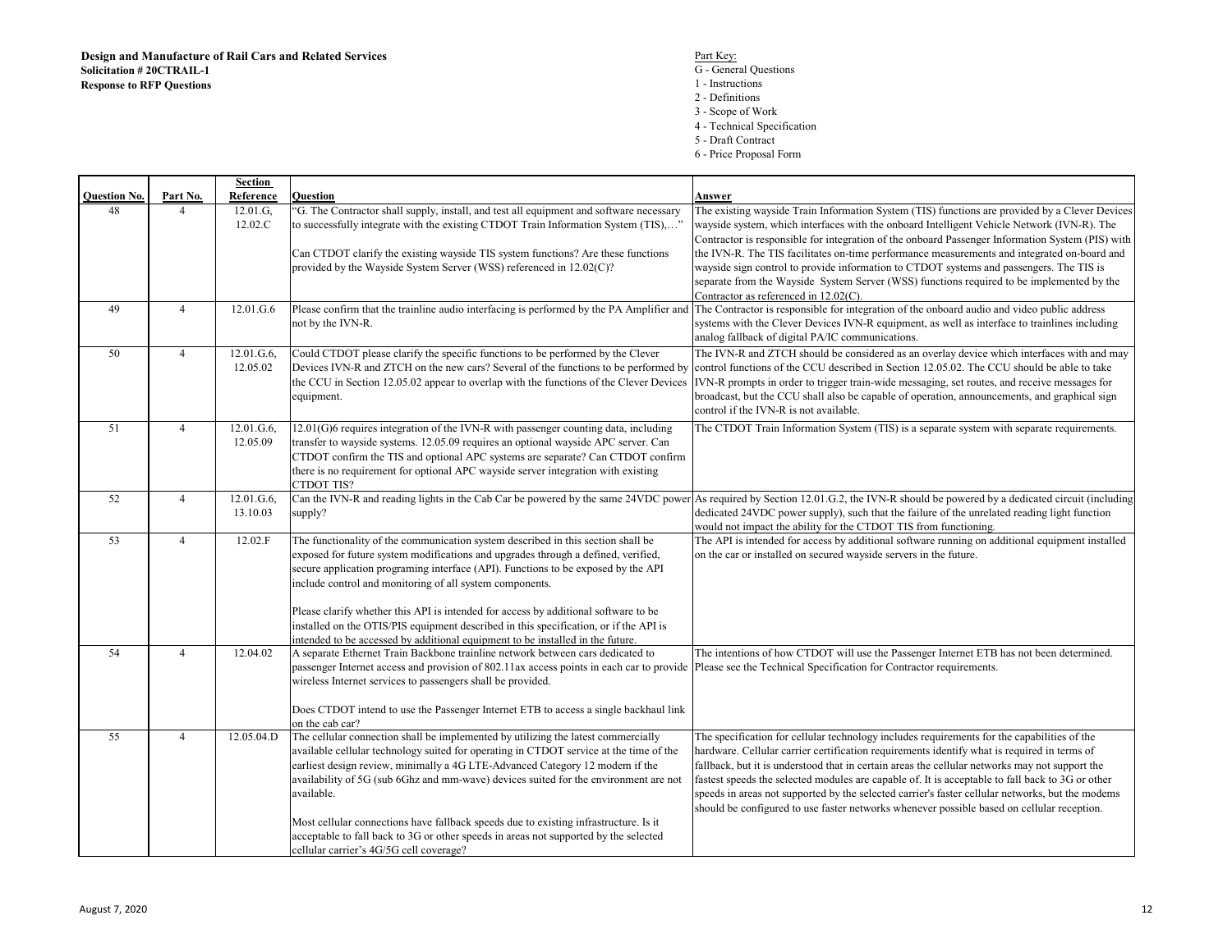**Design and Manufacture of Rail Cars and Related Services**
**Solicitation # 20CTRAIL-1**
**Response to RFP Questions**

Part Key:
G - General Questions
1 - Instructions
2 - Definitions
3 - Scope of Work
4 - Technical Specification
5 - Draft Contract
6 - Price Proposal Form

| Question No. | Part No. | Section Reference | Question | Answer |
|---|---|---|---|---|
| 48 | 4 | 12.01.G, 12.02.C | "G. The Contractor shall supply, install, and test all equipment and software necessary to successfully integrate with the existing CTDOT Train Information System (TIS),…"<br><br>Can CTDOT clarify the existing wayside TIS system functions? Are these functions provided by the Wayside System Server (WSS) referenced in 12.02(C)? | The existing wayside Train Information System (TIS) functions are provided by a Clever Devices wayside system, which interfaces with the onboard Intelligent Vehicle Network (IVN-R). The Contractor is responsible for integration of the onboard Passenger Information System (PIS) with the IVN-R. The TIS facilitates on-time performance measurements and integrated on-board and wayside sign control to provide information to CTDOT systems and passengers. The TIS is separate from the Wayside System Server (WSS) functions required to be implemented by the Contractor as referenced in 12.02(C). |
| 49 | 4 | 12.01.G.6 | Please confirm that the trainline audio interfacing is performed by the PA Amplifier and not by the IVN-R. | The Contractor is responsible for integration of the onboard audio and video public address systems with the Clever Devices IVN-R equipment, as well as interface to trainlines including analog fallback of digital PA/IC communications. |
| 50 | 4 | 12.01.G.6, 12.05.02 | Could CTDOT please clarify the specific functions to be performed by the Clever Devices IVN-R and ZTCH on the new cars? Several of the functions to be performed by the CCU in Section 12.05.02 appear to overlap with the functions of the Clever Devices equipment. | The IVN-R and ZTCH should be considered as an overlay device which interfaces with and may control functions of the CCU described in Section 12.05.02. The CCU should be able to take IVN-R prompts in order to trigger train-wide messaging, set routes, and receive messages for broadcast, but the CCU shall also be capable of operation, announcements, and graphical sign control if the IVN-R is not available. |
| 51 | 4 | 12.01.G.6, 12.05.09 | 12.01(G)6 requires integration of the IVN-R with passenger counting data, including transfer to wayside systems. 12.05.09 requires an optional wayside APC server. Can CTDOT confirm the TIS and optional APC systems are separate? Can CTDOT confirm there is no requirement for optional APC wayside server integration with existing CTDOT TIS? | The CTDOT Train Information System (TIS) is a separate system with separate requirements. |
| 52 | 4 | 12.01.G.6, 13.10.03 | Can the IVN-R and reading lights in the Cab Car be powered by the same 24VDC power supply? | As required by Section 12.01.G.2, the IVN-R should be powered by a dedicated circuit (including dedicated 24VDC power supply), such that the failure of the unrelated reading light function would not impact the ability for the CTDOT TIS from functioning. |
| 53 | 4 | 12.02.F | The functionality of the communication system described in this section shall be exposed for future system modifications and upgrades through a defined, verified, secure application programing interface (API). Functions to be exposed by the API include control and monitoring of all system components.<br><br>Please clarify whether this API is intended for access by additional software to be installed on the OTIS/PIS equipment described in this specification, or if the API is intended to be accessed by additional equipment to be installed in the future. | The API is intended for access by additional software running on additional equipment installed on the car or installed on secured wayside servers in the future. |
| 54 | 4 | 12.04.02 | A separate Ethernet Train Backbone trainline network between cars dedicated to passenger Internet access and provision of 802.11ax access points in each car to provide wireless Internet services to passengers shall be provided.<br><br>Does CTDOT intend to use the Passenger Internet ETB to access a single backhaul link on the cab car? | The intentions of how CTDOT will use the Passenger Internet ETB has not been determined. Please see the Technical Specification for Contractor requirements. |
| 55 | 4 | 12.05.04.D | The cellular connection shall be implemented by utilizing the latest commercially available cellular technology suited for operating in CTDOT service at the time of the earliest design review, minimally a 4G LTE-Advanced Category 12 modem if the availability of 5G (sub 6Ghz and mm-wave) devices suited for the environment are not available.<br><br>Most cellular connections have fallback speeds due to existing infrastructure. Is it acceptable to fall back to 3G or other speeds in areas not supported by the selected cellular carrier's 4G/5G cell coverage? | The specification for cellular technology includes requirements for the capabilities of the hardware. Cellular carrier certification requirements identify what is required in terms of fallback, but it is understood that in certain areas the cellular networks may not support the fastest speeds the selected modules are capable of. It is acceptable to fall back to 3G or other speeds in areas not supported by the selected carrier's faster cellular networks, but the modems should be configured to use faster networks whenever possible based on cellular reception. |

August 7, 2020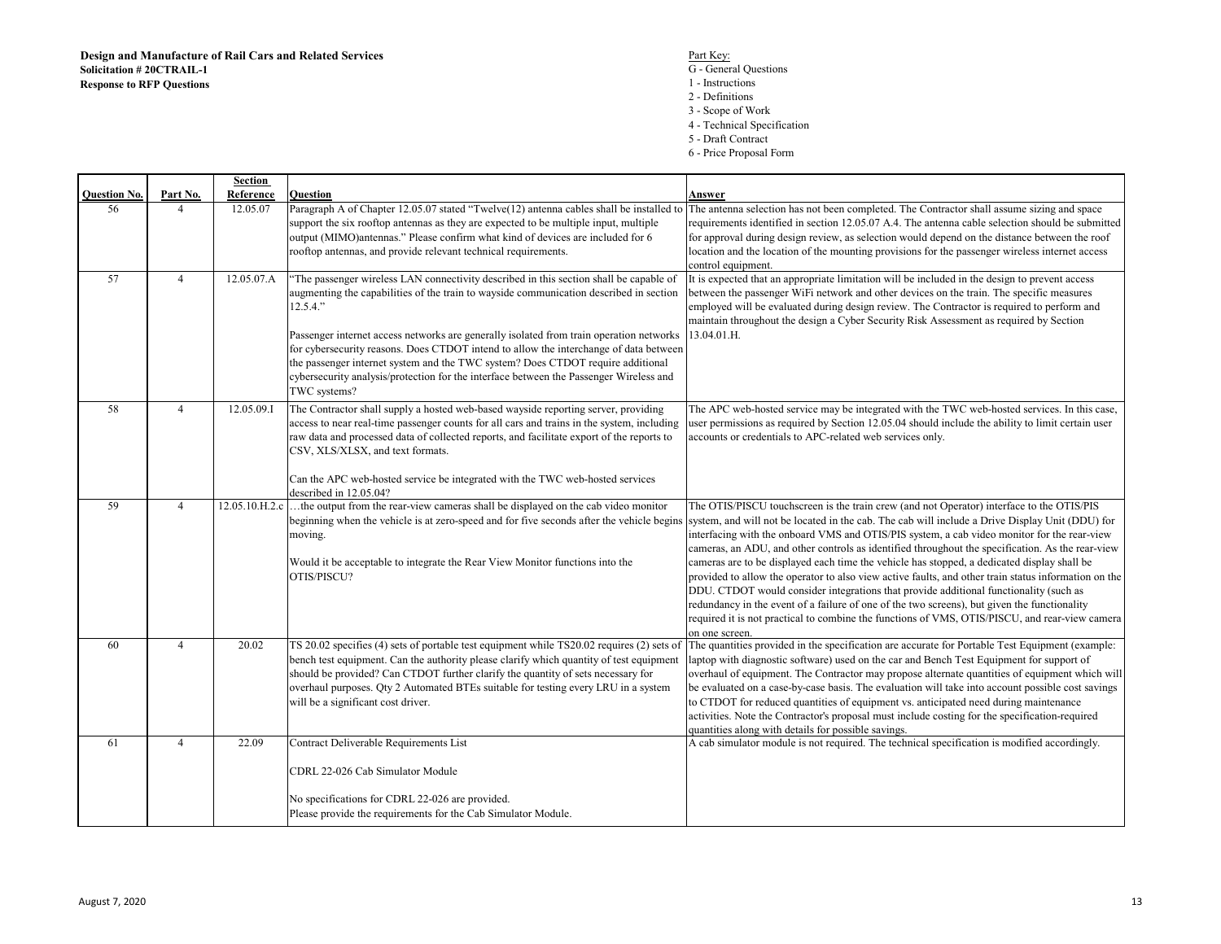**Design and Manufacture of Rail Cars and Related Services**
**Solicitation # 20CTRAIL-1**
**Response to RFP Questions**

Part Key:
G - General Questions
1 - Instructions
2 - Definitions
3 - Scope of Work
4 - Technical Specification
5 - Draft Contract
6 - Price Proposal Form

| Question No. | Part No. | Section Reference | Question | Answer |
|---|---|---|---|---|
| 56 | 4 | 12.05.07 | Paragraph A of Chapter 12.05.07 stated "Twelve(12) antenna cables shall be installed to support the six rooftop antennas as they are expected to be multiple input, multiple output (MIMO)antennas." Please confirm what kind of devices are included for 6 rooftop antennas, and provide relevant technical requirements. | The antenna selection has not been completed. The Contractor shall assume sizing and space requirements identified in section 12.05.07 A.4. The antenna cable selection should be submitted for approval during design review, as selection would depend on the distance between the roof location and the location of the mounting provisions for the passenger wireless internet access control equipment. |
| 57 | 4 | 12.05.07.A | "The passenger wireless LAN connectivity described in this section shall be capable of augmenting the capabilities of the train to wayside communication described in section 12.5.4."<br><br>Passenger internet access networks are generally isolated from train operation networks for cybersecurity reasons. Does CTDOT intend to allow the interchange of data between the passenger internet system and the TWC system? Does CTDOT require additional cybersecurity analysis/protection for the interface between the Passenger Wireless and TWC systems? | It is expected that an appropriate limitation will be included in the design to prevent access between the passenger WiFi network and other devices on the train. The specific measures employed will be evaluated during design review. The Contractor is required to perform and maintain throughout the design a Cyber Security Risk Assessment as required by Section 13.04.01.H. |
| 58 | 4 | 12.05.09.I | The Contractor shall supply a hosted web-based wayside reporting server, providing access to near real-time passenger counts for all cars and trains in the system, including raw data and processed data of collected reports, and facilitate export of the reports to CSV, XLS/XLSX, and text formats.<br><br>Can the APC web-hosted service be integrated with the TWC web-hosted services described in 12.05.04? | The APC web-hosted service may be integrated with the TWC web-hosted services. In this case, user permissions as required by Section 12.05.04 should include the ability to limit certain user accounts or credentials to APC-related web services only. |
| 59 | 4 | 12.05.10.H.2.c | …the output from the rear-view cameras shall be displayed on the cab video monitor beginning when the vehicle is at zero-speed and for five seconds after the vehicle begins moving.<br><br>Would it be acceptable to integrate the Rear View Monitor functions into the OTIS/PISCU? | The OTIS/PISCU touchscreen is the train crew (and not Operator) interface to the OTIS/PIS system, and will not be located in the cab. The cab will include a Drive Display Unit (DDU) for interfacing with the onboard VMS and OTIS/PIS system, a cab video monitor for the rear-view cameras, an ADU, and other controls as identified throughout the specification. As the rear-view cameras are to be displayed each time the vehicle has stopped, a dedicated display shall be provided to allow the operator to also view active faults, and other train status information on the DDU. CTDOT would consider integrations that provide additional functionality (such as redundancy in the event of a failure of one of the two screens), but given the functionality required it is not practical to combine the functions of VMS, OTIS/PISCU, and rear-view camera on one screen. |
| 60 | 4 | 20.02 | TS 20.02 specifies (4) sets of portable test equipment while TS20.02 requires (2) sets of bench test equipment. Can the authority please clarify which quantity of test equipment should be provided? Can CTDOT further clarify the quantity of sets necessary for overhaul purposes. Qty 2 Automated BTEs suitable for testing every LRU in a system will be a significant cost driver. | The quantities provided in the specification are accurate for Portable Test Equipment (example: laptop with diagnostic software) used on the car and Bench Test Equipment for support of overhaul of equipment. The Contractor may propose alternate quantities of equipment which will be evaluated on a case-by-case basis. The evaluation will take into account possible cost savings to CTDOT for reduced quantities of equipment vs. anticipated need during maintenance activities. Note the Contractor's proposal must include costing for the specification-required quantities along with details for possible savings. |
| 61 | 4 | 22.09 | Contract Deliverable Requirements List<br><br>CDRL 22-026 Cab Simulator Module<br><br>No specifications for CDRL 22-026 are provided.<br>Please provide the requirements for the Cab Simulator Module. | A cab simulator module is not required. The technical specification is modified accordingly. |

August 7, 2020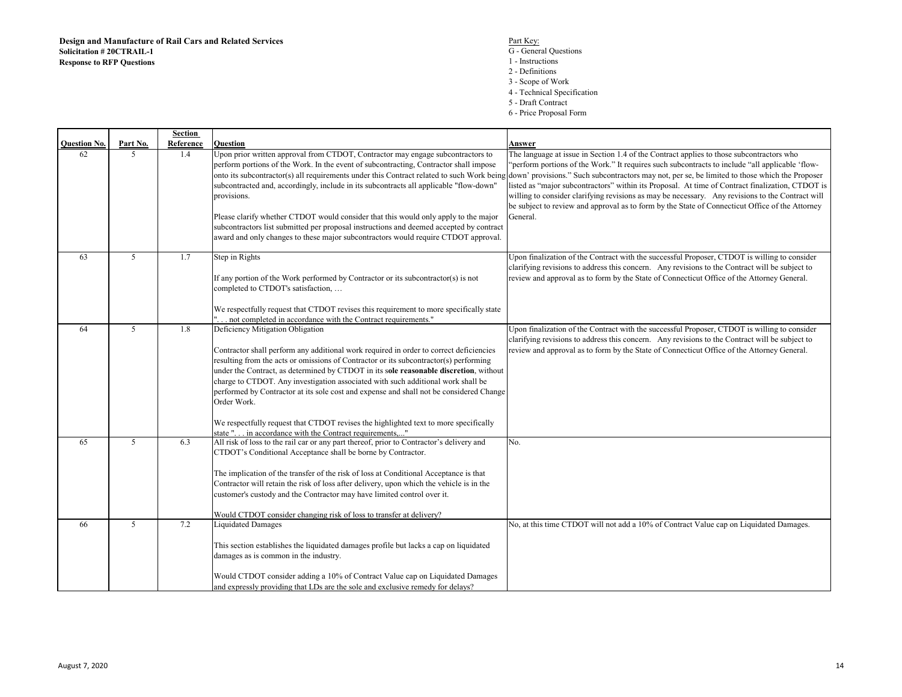**Design and Manufacture of Rail Cars and Related Services**
**Solicitation # 20CTRAIL-1**
**Response to RFP Questions**

Part Key:
G - General Questions
1 - Instructions
2 - Definitions
3 - Scope of Work
4 - Technical Specification
5 - Draft Contract
6 - Price Proposal Form

| Question No. | Part No. | Section Reference | Question | Answer |
|---|---|---|---|---|
| 62 | 5 | 1.4 | Upon prior written approval from CTDOT, Contractor may engage subcontractors to perform portions of the Work. In the event of subcontracting, Contractor shall impose onto its subcontractor(s) all requirements under this Contract related to such Work being subcontracted and, accordingly, include in its subcontracts all applicable "flow-down" provisions.<br><br>Please clarify whether CTDOT would consider that this would only apply to the major subcontractors list submitted per proposal instructions and deemed accepted by contract award and only changes to these major subcontractors would require CTDOT approval. | The language at issue in Section 1.4 of the Contract applies to those subcontractors who "perform portions of the Work." It requires such subcontracts to include "all applicable 'flow-down' provisions." Such subcontractors may not, per se, be limited to those which the Proposer listed as "major subcontractors" within its Proposal. At time of Contract finalization, CTDOT is willing to consider clarifying revisions as may be necessary. Any revisions to the Contract will be subject to review and approval as to form by the State of Connecticut Office of the Attorney General. |
| 63 | 5 | 1.7 | Step in Rights<br><br>If any portion of the Work performed by Contractor or its subcontractor(s) is not completed to CTDOT's satisfaction, …<br><br>We respectfully request that CTDOT revises this requirement to more specifically state ". . . not completed in accordance with the Contract requirements." | Upon finalization of the Contract with the successful Proposer, CTDOT is willing to consider clarifying revisions to address this concern. Any revisions to the Contract will be subject to review and approval as to form by the State of Connecticut Office of the Attorney General. |
| 64 | 5 | 1.8 | Deficiency Mitigation Obligation<br><br>Contractor shall perform any additional work required in order to correct deficiencies resulting from the acts or omissions of Contractor or its subcontractor(s) performing under the Contract, as determined by CTDOT in its **sole reasonable discretion**, without charge to CTDOT. Any investigation associated with such additional work shall be performed by Contractor at its sole cost and expense and shall not be considered Change Order Work.<br><br>We respectfully request that CTDOT revises the highlighted text to more specifically state ". . . in accordance with the Contract requirements,..." | Upon finalization of the Contract with the successful Proposer, CTDOT is willing to consider clarifying revisions to address this concern. Any revisions to the Contract will be subject to review and approval as to form by the State of Connecticut Office of the Attorney General. |
| 65 | 5 | 6.3 | All risk of loss to the rail car or any part thereof, prior to Contractor's delivery and CTDOT's Conditional Acceptance shall be borne by Contractor.<br><br>The implication of the transfer of the risk of loss at Conditional Acceptance is that Contractor will retain the risk of loss after delivery, upon which the vehicle is in the customer's custody and the Contractor may have limited control over it.<br><br>Would CTDOT consider changing risk of loss to transfer at delivery? | No. |
| 66 | 5 | 7.2 | Liquidated Damages<br><br>This section establishes the liquidated damages profile but lacks a cap on liquidated damages as is common in the industry.<br><br>Would CTDOT consider adding a 10% of Contract Value cap on Liquidated Damages and expressly providing that LDs are the sole and exclusive remedy for delays? | No, at this time CTDOT will not add a 10% of Contract Value cap on Liquidated Damages. |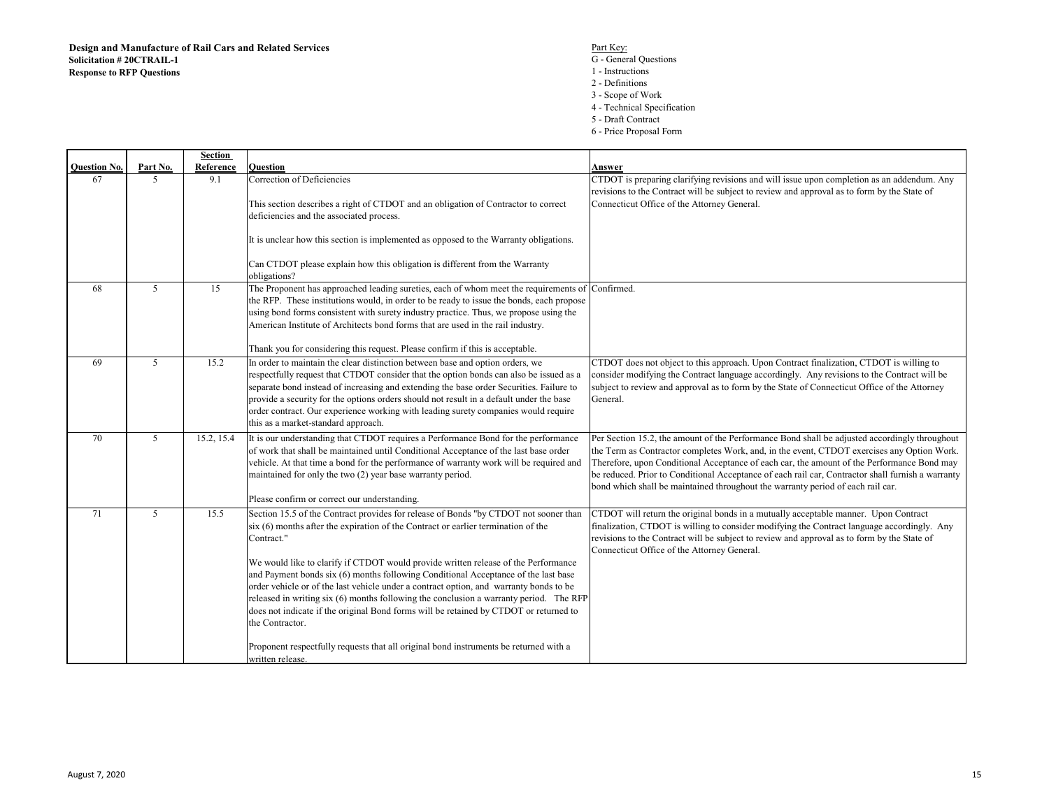**Design and Manufacture of Rail Cars and Related Services**
**Solicitation # 20CTRAIL-1**
**Response to RFP Questions**

Part Key:
G - General Questions
1 - Instructions
2 - Definitions
3 - Scope of Work
4 - Technical Specification
5 - Draft Contract
6 - Price Proposal Form

| Question No. | Part No. | Section Reference | Question | Answer |
|---|---|---|---|---|
| 67 | 5 | 9.1 | Correction of Deficiencies<br><br>This section describes a right of CTDOT and an obligation of Contractor to correct deficiencies and the associated process.<br><br>It is unclear how this section is implemented as opposed to the Warranty obligations.<br><br>Can CTDOT please explain how this obligation is different from the Warranty obligations? | CTDOT is preparing clarifying revisions and will issue upon completion as an addendum. Any revisions to the Contract will be subject to review and approval as to form by the State of Connecticut Office of the Attorney General. |
| 68 | 5 | 15 | The Proponent has approached leading sureties, each of whom meet the requirements of the RFP. These institutions would, in order to be ready to issue the bonds, each propose using bond forms consistent with surety industry practice. Thus, we propose using the American Institute of Architects bond forms that are used in the rail industry.<br><br>Thank you for considering this request. Please confirm if this is acceptable. | Confirmed. |
| 69 | 5 | 15.2 | In order to maintain the clear distinction between base and option orders, we respectfully request that CTDOT consider that the option bonds can also be issued as a separate bond instead of increasing and extending the base order Securities. Failure to provide a security for the options orders should not result in a default under the base order contract. Our experience working with leading surety companies would require this as a market-standard approach. | CTDOT does not object to this approach. Upon Contract finalization, CTDOT is willing to consider modifying the Contract language accordingly. Any revisions to the Contract will be subject to review and approval as to form by the State of Connecticut Office of the Attorney General. |
| 70 | 5 | 15.2, 15.4 | It is our understanding that CTDOT requires a Performance Bond for the performance of work that shall be maintained until Conditional Acceptance of the last base order vehicle. At that time a bond for the performance of warranty work will be required and maintained for only the two (2) year base warranty period.<br><br>Please confirm or correct our understanding. | Per Section 15.2, the amount of the Performance Bond shall be adjusted accordingly throughout the Term as Contractor completes Work, and, in the event, CTDOT exercises any Option Work. Therefore, upon Conditional Acceptance of each car, the amount of the Performance Bond may be reduced. Prior to Conditional Acceptance of each rail car, Contractor shall furnish a warranty bond which shall be maintained throughout the warranty period of each rail car. |
| 71 | 5 | 15.5 | Section 15.5 of the Contract provides for release of Bonds "by CTDOT not sooner than six (6) months after the expiration of the Contract or earlier termination of the Contract."<br><br>We would like to clarify if CTDOT would provide written release of the Performance and Payment bonds six (6) months following Conditional Acceptance of the last base order vehicle or of the last vehicle under a contract option, and warranty bonds to be released in writing six (6) months following the conclusion a warranty period. The RFP does not indicate if the original Bond forms will be retained by CTDOT or returned to the Contractor.<br><br>Proponent respectfully requests that all original bond instruments be returned with a written release. | CTDOT will return the original bonds in a mutually acceptable manner. Upon Contract finalization, CTDOT is willing to consider modifying the Contract language accordingly. Any revisions to the Contract will be subject to review and approval as to form by the State of Connecticut Office of the Attorney General. |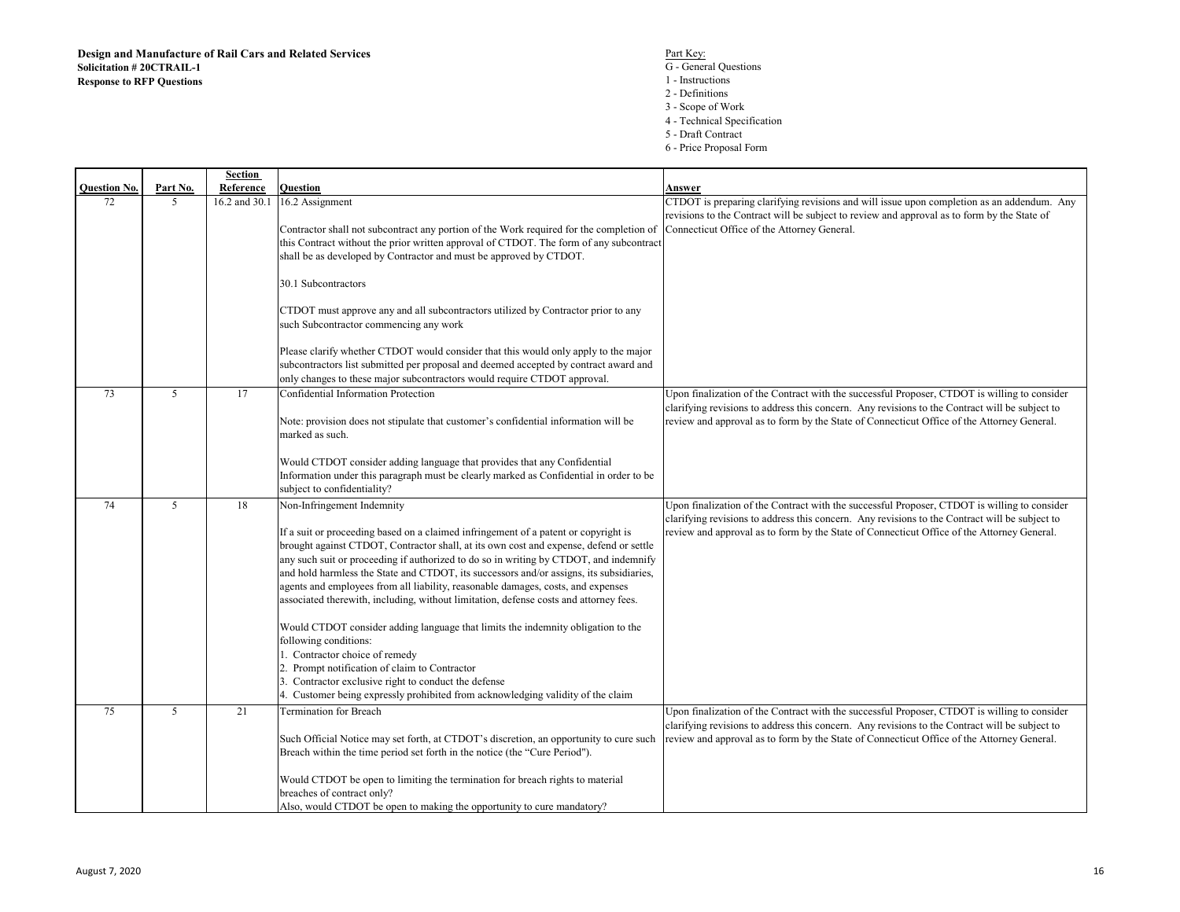**Design and Manufacture of Rail Cars and Related Services**
**Solicitation # 20CTRAIL-1**
**Response to RFP Questions**

Part Key:
G - General Questions
1 - Instructions
2 - Definitions
3 - Scope of Work
4 - Technical Specification
5 - Draft Contract
6 - Price Proposal Form

| Question No. | Part No. | Section Reference | Question | Answer |
|---|---|---|---|---|
| 72 | 5 | 16.2 and 30.1 | 16.2 Assignment<br><br>Contractor shall not subcontract any portion of the Work required for the completion of this Contract without the prior written approval of CTDOT. The form of any subcontract shall be as developed by Contractor and must be approved by CTDOT.<br><br>30.1 Subcontractors<br><br>CTDOT must approve any and all subcontractors utilized by Contractor prior to any such Subcontractor commencing any work<br><br>Please clarify whether CTDOT would consider that this would only apply to the major subcontractors list submitted per proposal and deemed accepted by contract award and only changes to these major subcontractors would require CTDOT approval. | CTDOT is preparing clarifying revisions and will issue upon completion as an addendum. Any revisions to the Contract will be subject to review and approval as to form by the State of Connecticut Office of the Attorney General. |
| 73 | 5 | 17 | Confidential Information Protection<br><br>Note: provision does not stipulate that customer's confidential information will be marked as such.<br><br>Would CTDOT consider adding language that provides that any Confidential Information under this paragraph must be clearly marked as Confidential in order to be subject to confidentiality? | Upon finalization of the Contract with the successful Proposer, CTDOT is willing to consider clarifying revisions to address this concern. Any revisions to the Contract will be subject to review and approval as to form by the State of Connecticut Office of the Attorney General. |
| 74 | 5 | 18 | Non-Infringement Indemnity<br><br>If a suit or proceeding based on a claimed infringement of a patent or copyright is brought against CTDOT, Contractor shall, at its own cost and expense, defend or settle any such suit or proceeding if authorized to do so in writing by CTDOT, and indemnify and hold harmless the State and CTDOT, its successors and/or assigns, its subsidiaries, agents and employees from all liability, reasonable damages, costs, and expenses associated therewith, including, without limitation, defense costs and attorney fees.<br><br>Would CTDOT consider adding language that limits the indemnity obligation to the following conditions:<br>1. Contractor choice of remedy<br>2. Prompt notification of claim to Contractor<br>3. Contractor exclusive right to conduct the defense<br>4. Customer being expressly prohibited from acknowledging validity of the claim | Upon finalization of the Contract with the successful Proposer, CTDOT is willing to consider clarifying revisions to address this concern. Any revisions to the Contract will be subject to review and approval as to form by the State of Connecticut Office of the Attorney General. |
| 75 | 5 | 21 | Termination for Breach<br><br>Such Official Notice may set forth, at CTDOT's discretion, an opportunity to cure such Breach within the time period set forth in the notice (the "Cure Period").<br><br>Would CTDOT be open to limiting the termination for breach rights to material breaches of contract only?<br>Also, would CTDOT be open to making the opportunity to cure mandatory? | Upon finalization of the Contract with the successful Proposer, CTDOT is willing to consider clarifying revisions to address this concern. Any revisions to the Contract will be subject to review and approval as to form by the State of Connecticut Office of the Attorney General. |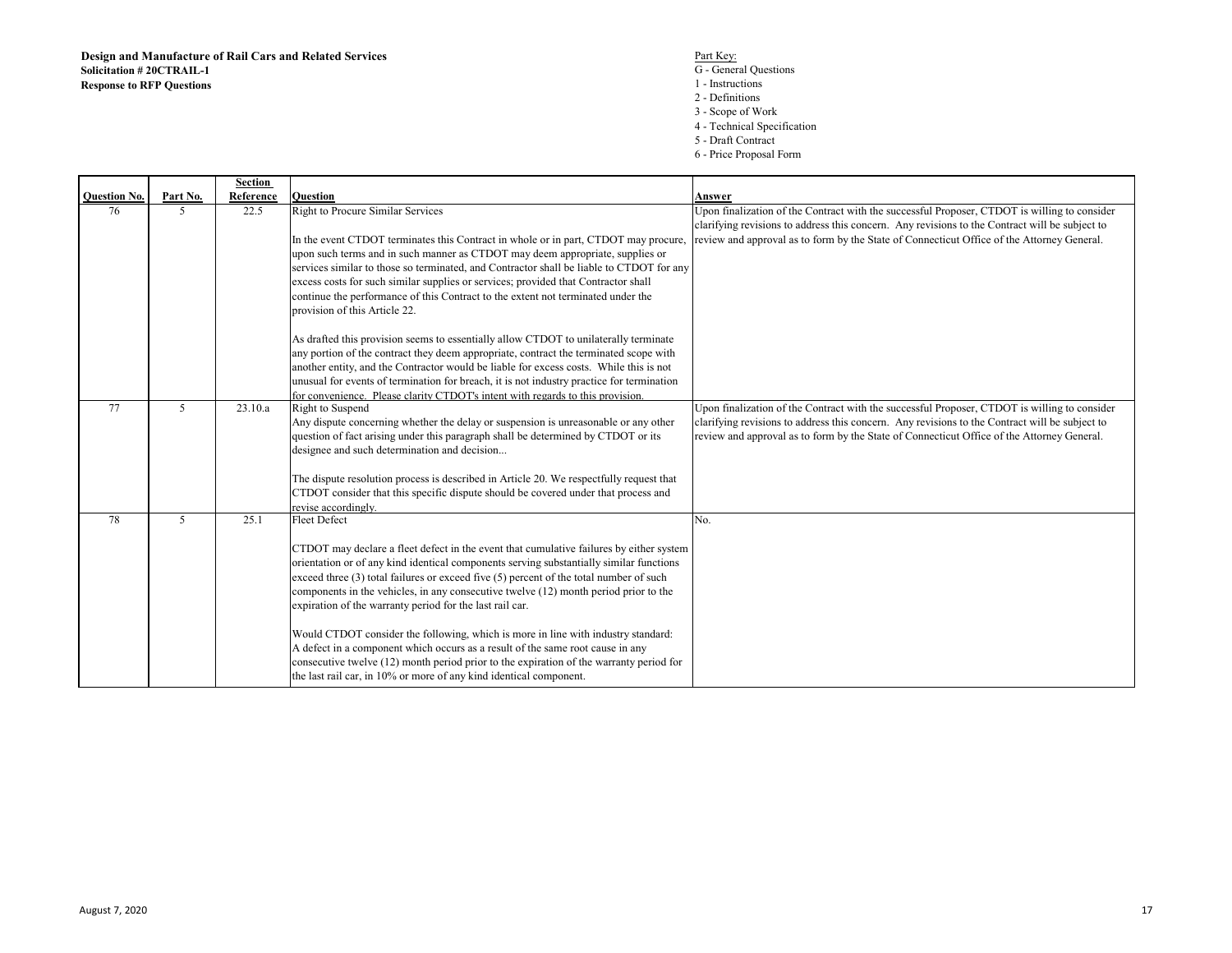**Design and Manufacture of Rail Cars and Related Services**
**Solicitation # 20CTRAIL-1**
**Response to RFP Questions**

Part Key:
G - General Questions
1 - Instructions
2 - Definitions
3 - Scope of Work
4 - Technical Specification
5 - Draft Contract
6 - Price Proposal Form

| Question No. | Part No. | Section Reference | Question | Answer |
|---|---|---|---|---|
| 76 | 5 | 22.5 | Right to Procure Similar Services<br><br>In the event CTDOT terminates this Contract in whole or in part, CTDOT may procure, upon such terms and in such manner as CTDOT may deem appropriate, supplies or services similar to those so terminated, and Contractor shall be liable to CTDOT for any excess costs for such similar supplies or services; provided that Contractor shall continue the performance of this Contract to the extent not terminated under the provision of this Article 22.<br><br>As drafted this provision seems to essentially allow CTDOT to unilaterally terminate any portion of the contract they deem appropriate, contract the terminated scope with another entity, and the Contractor would be liable for excess costs. While this is not unusual for events of termination for breach, it is not industry practice for termination for convenience. Please clarity CTDOT's intent with regards to this provision. | Upon finalization of the Contract with the successful Proposer, CTDOT is willing to consider clarifying revisions to address this concern. Any revisions to the Contract will be subject to review and approval as to form by the State of Connecticut Office of the Attorney General. |
| 77 | 5 | 23.10.a | Right to Suspend<br>Any dispute concerning whether the delay or suspension is unreasonable or any other question of fact arising under this paragraph shall be determined by CTDOT or its designee and such determination and decision...<br><br>The dispute resolution process is described in Article 20. We respectfully request that CTDOT consider that this specific dispute should be covered under that process and revise accordingly. | Upon finalization of the Contract with the successful Proposer, CTDOT is willing to consider clarifying revisions to address this concern. Any revisions to the Contract will be subject to review and approval as to form by the State of Connecticut Office of the Attorney General. |
| 78 | 5 | 25.1 | Fleet Defect<br><br>CTDOT may declare a fleet defect in the event that cumulative failures by either system orientation or of any kind identical components serving substantially similar functions exceed three (3) total failures or exceed five (5) percent of the total number of such components in the vehicles, in any consecutive twelve (12) month period prior to the expiration of the warranty period for the last rail car.<br><br>Would CTDOT consider the following, which is more in line with industry standard: A defect in a component which occurs as a result of the same root cause in any consecutive twelve (12) month period prior to the expiration of the warranty period for the last rail car, in 10% or more of any kind identical component. | No. |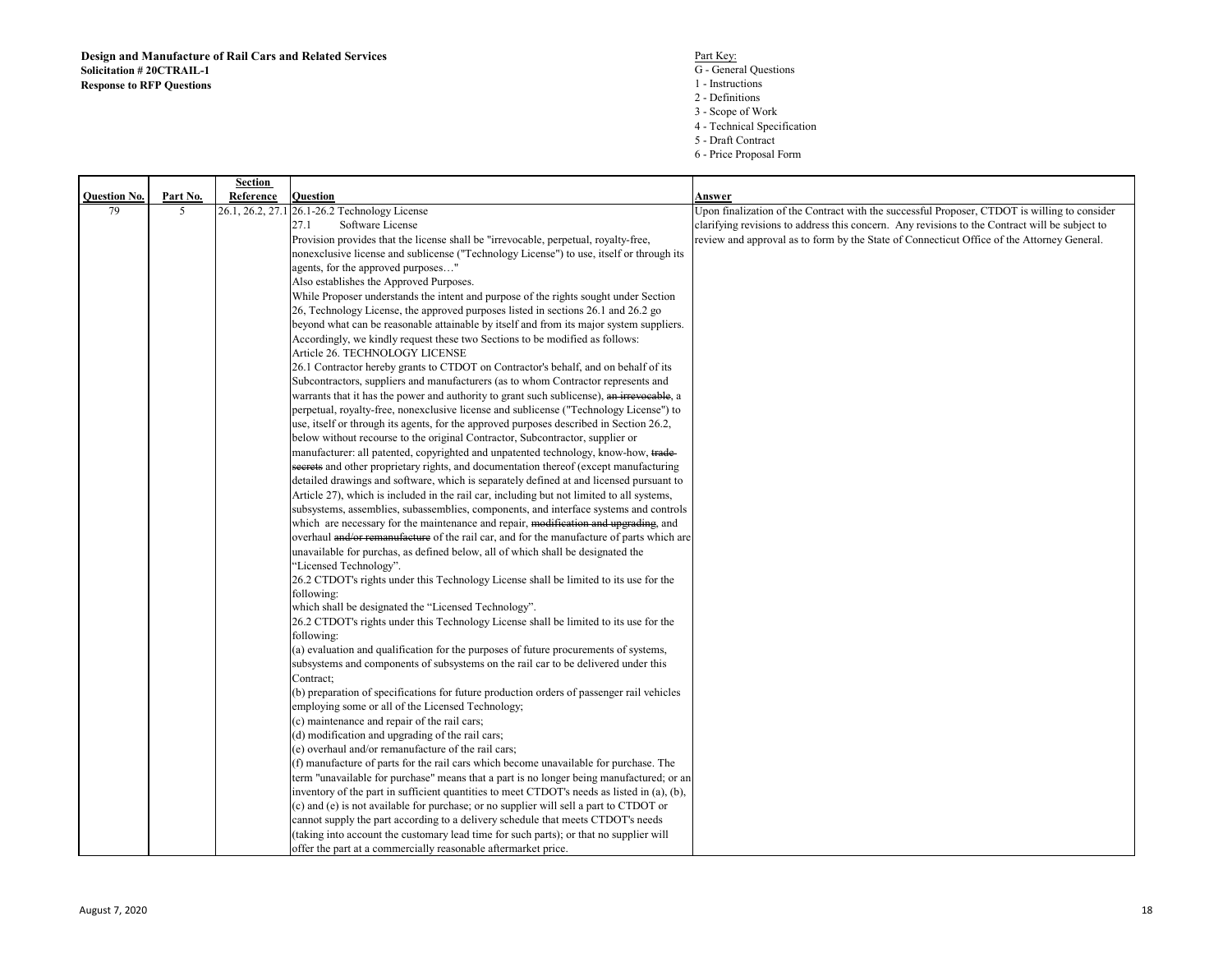**Design and Manufacture of Rail Cars and Related Services**
**Solicitation # 20CTRAIL-1**
**Response to RFP Questions**

Part Key:
G - General Questions
1 - Instructions
2 - Definitions
3 - Scope of Work
4 - Technical Specification
5 - Draft Contract
6 - Price Proposal Form

| Question No. | Part No. | Section Reference | Question | Answer |
|---|---|---|---|---|
| 79 | 5 | 26.1, 26.2, 27.1 | 26.1-26.2 Technology License<br>27.1 Software License<br>Provision provides that the license shall be "irrevocable, perpetual, royalty-free, nonexclusive license and sublicense ("Technology License") to use, itself or through its agents, for the approved purposes…"<br>Also establishes the Approved Purposes.<br>While Proposer understands the intent and purpose of the rights sought under Section 26, Technology License, the approved purposes listed in sections 26.1 and 26.2 go beyond what can be reasonable attainable by itself and from its major system suppliers. Accordingly, we kindly request these two Sections to be modified as follows:<br>Article 26. TECHNOLOGY LICENSE<br>26.1 Contractor hereby grants to CTDOT on Contractor's behalf, and on behalf of its Subcontractors, suppliers and manufacturers (as to whom Contractor represents and warrants that it has the power and authority to grant such sublicense), ~~an irrevocable~~, a perpetual, royalty-free, nonexclusive license and sublicense ("Technology License") to use, itself or through its agents, for the approved purposes described in Section 26.2, below without recourse to the original Contractor, Subcontractor, supplier or manufacturer: all patented, copyrighted and unpatented technology, know-how, ~~trade secrets~~ and other proprietary rights, and documentation thereof (except manufacturing detailed drawings and software, which is separately defined at and licensed pursuant to Article 27), which is included in the rail car, including but not limited to all systems, subsystems, assemblies, subassemblies, components, and interface systems and controls which are necessary for the maintenance and repair, ~~modification and upgrading~~, and overhaul ~~and/or remanufacture~~ of the rail car, and for the manufacture of parts which are unavailable for purchas, as defined below, all of which shall be designated the "Licensed Technology".<br>26.2 CTDOT's rights under this Technology License shall be limited to its use for the following:<br>which shall be designated the "Licensed Technology".<br>26.2 CTDOT's rights under this Technology License shall be limited to its use for the following:<br>(a) evaluation and qualification for the purposes of future procurements of systems, subsystems and components of subsystems on the rail car to be delivered under this Contract;<br>(b) preparation of specifications for future production orders of passenger rail vehicles employing some or all of the Licensed Technology;<br>(c) maintenance and repair of the rail cars;<br>(d) modification and upgrading of the rail cars;<br>(e) overhaul and/or remanufacture of the rail cars;<br>(f) manufacture of parts for the rail cars which become unavailable for purchase. The term "unavailable for purchase" means that a part is no longer being manufactured; or an inventory of the part in sufficient quantities to meet CTDOT's needs as listed in (a), (b), (c) and (e) is not available for purchase; or no supplier will sell a part to CTDOT or cannot supply the part according to a delivery schedule that meets CTDOT's needs (taking into account the customary lead time for such parts); or that no supplier will offer the part at a commercially reasonable aftermarket price. | Upon finalization of the Contract with the successful Proposer, CTDOT is willing to consider clarifying revisions to address this concern. Any revisions to the Contract will be subject to review and approval as to form by the State of Connecticut Office of the Attorney General. |

August 7, 2020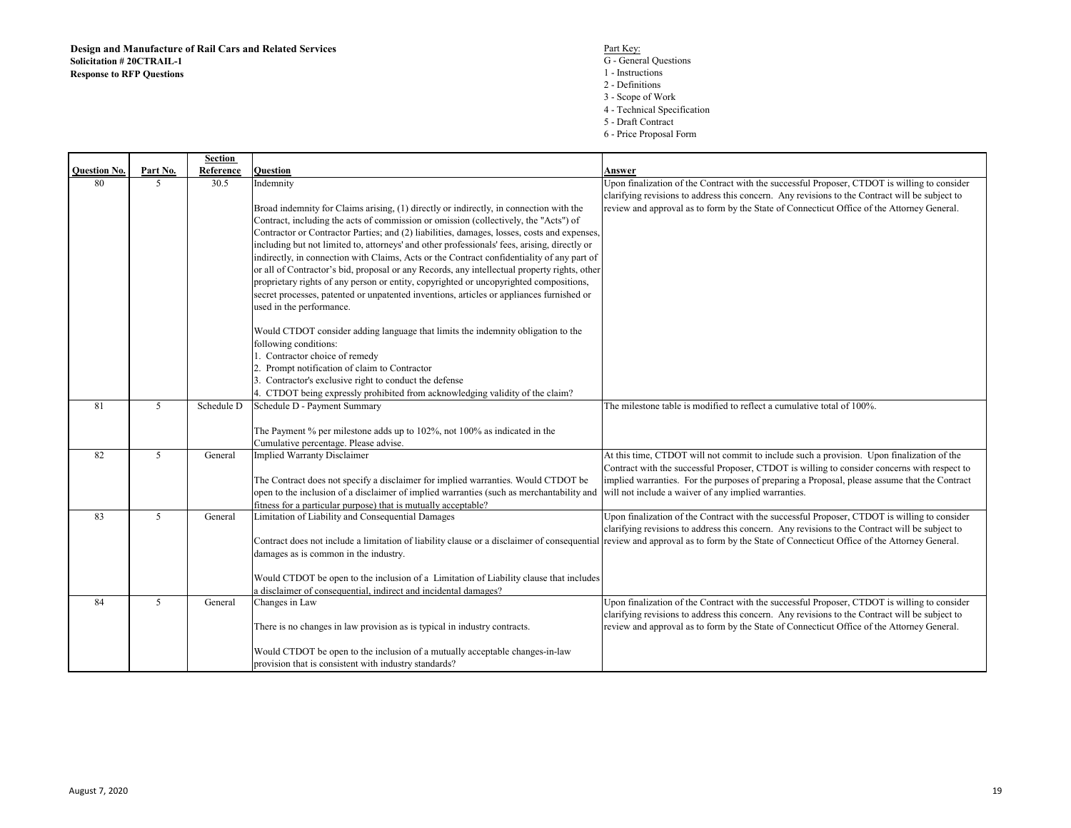**Design and Manufacture of Rail Cars and Related Services**
**Solicitation # 20CTRAIL-1**
**Response to RFP Questions**

Part Key:
G - General Questions
1 - Instructions
2 - Definitions
3 - Scope of Work
4 - Technical Specification
5 - Draft Contract
6 - Price Proposal Form

| Question No. | Part No. | Section Reference | Question | Answer |
|---|---|---|---|---|
| 80 | 5 | 30.5 | Indemnity<br><br>Broad indemnity for Claims arising, (1) directly or indirectly, in connection with the Contract, including the acts of commission or omission (collectively, the "Acts") of Contractor or Contractor Parties; and (2) liabilities, damages, losses, costs and expenses, including but not limited to, attorneys' and other professionals' fees, arising, directly or indirectly, in connection with Claims, Acts or the Contract confidentiality of any part of or all of Contractor's bid, proposal or any Records, any intellectual property rights, other proprietary rights of any person or entity, copyrighted or uncopyrighted compositions, secret processes, patented or unpatented inventions, articles or appliances furnished or used in the performance.<br><br>Would CTDOT consider adding language that limits the indemnity obligation to the following conditions:<br>1. Contractor choice of remedy<br>2. Prompt notification of claim to Contractor<br>3. Contractor's exclusive right to conduct the defense<br>4. CTDOT being expressly prohibited from acknowledging validity of the claim? | Upon finalization of the Contract with the successful Proposer, CTDOT is willing to consider clarifying revisions to address this concern. Any revisions to the Contract will be subject to review and approval as to form by the State of Connecticut Office of the Attorney General. |
| 81 | 5 | Schedule D | Schedule D - Payment Summary<br><br>The Payment % per milestone adds up to 102%, not 100% as indicated in the Cumulative percentage. Please advise. | The milestone table is modified to reflect a cumulative total of 100%. |
| 82 | 5 | General | Implied Warranty Disclaimer<br><br>The Contract does not specify a disclaimer for implied warranties. Would CTDOT be open to the inclusion of a disclaimer of implied warranties (such as merchantability and fitness for a particular purpose) that is mutually acceptable? | At this time, CTDOT will not commit to include such a provision. Upon finalization of the Contract with the successful Proposer, CTDOT is willing to consider concerns with respect to implied warranties. For the purposes of preparing a Proposal, please assume that the Contract will not include a waiver of any implied warranties. |
| 83 | 5 | General | Limitation of Liability and Consequential Damages<br><br>Contract does not include a limitation of liability clause or a disclaimer of consequential damages as is common in the industry.<br><br>Would CTDOT be open to the inclusion of a Limitation of Liability clause that includes a disclaimer of consequential, indirect and incidental damages? | Upon finalization of the Contract with the successful Proposer, CTDOT is willing to consider clarifying revisions to address this concern. Any revisions to the Contract will be subject to review and approval as to form by the State of Connecticut Office of the Attorney General. |
| 84 | 5 | General | Changes in Law<br><br>There is no changes in law provision as is typical in industry contracts.<br><br>Would CTDOT be open to the inclusion of a mutually acceptable changes-in-law provision that is consistent with industry standards? | Upon finalization of the Contract with the successful Proposer, CTDOT is willing to consider clarifying revisions to address this concern. Any revisions to the Contract will be subject to review and approval as to form by the State of Connecticut Office of the Attorney General. |

August 7, 2020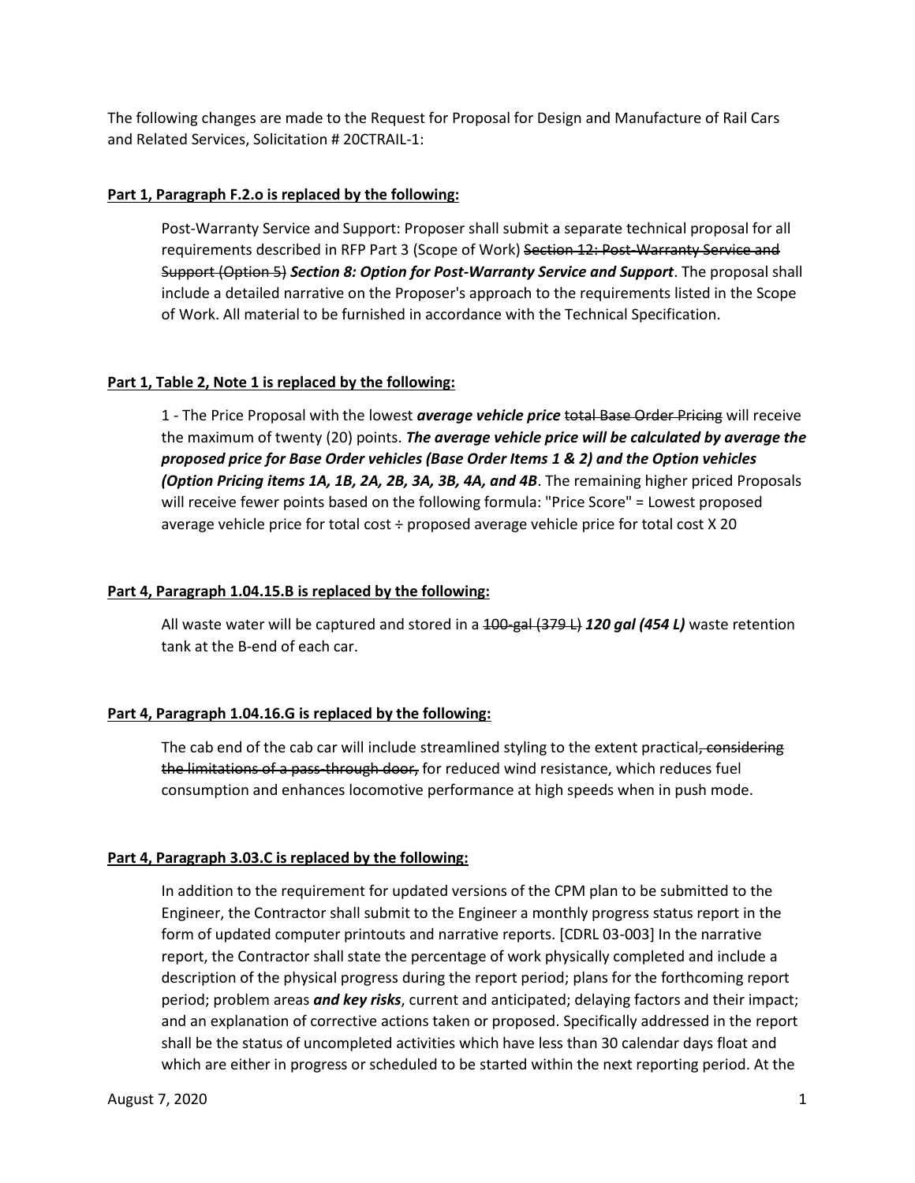The following changes are made to the Request for Proposal for Design and Manufacture of Rail Cars and Related Services, Solicitation # 20CTRAIL-1:

**Part 1, Paragraph F.2.o is replaced by the following:**

> Post-Warranty Service and Support: Proposer shall submit a separate technical proposal for all requirements described in RFP Part 3 (Scope of Work) ~~Section 12: Post-Warranty Service and Support (Option 5)~~ ***Section 8: Option for Post-Warranty Service and Support***. The proposal shall include a detailed narrative on the Proposer's approach to the requirements listed in the Scope of Work. All material to be furnished in accordance with the Technical Specification.

**Part 1, Table 2, Note 1 is replaced by the following:**

> 1 - The Price Proposal with the lowest ***average vehicle price*** ~~total Base Order Pricing~~ will receive the maximum of twenty (20) points. ***The average vehicle price will be calculated by average the proposed price for Base Order vehicles (Base Order Items 1 & 2) and the Option vehicles (Option Pricing items 1A, 1B, 2A, 2B, 3A, 3B, 4A, and 4B***. The remaining higher priced Proposals will receive fewer points based on the following formula: "Price Score" = Lowest proposed average vehicle price for total cost ÷ proposed average vehicle price for total cost X 20

**Part 4, Paragraph 1.04.15.B is replaced by the following:**

> All waste water will be captured and stored in a ~~100-gal (379 L)~~ ***120 gal (454 L)*** waste retention tank at the B-end of each car.

**Part 4, Paragraph 1.04.16.G is replaced by the following:**

> The cab end of the cab car will include streamlined styling to the extent practical~~, considering the limitations of a pass-through door,~~ for reduced wind resistance, which reduces fuel consumption and enhances locomotive performance at high speeds when in push mode.

**Part 4, Paragraph 3.03.C is replaced by the following:**

> In addition to the requirement for updated versions of the CPM plan to be submitted to the Engineer, the Contractor shall submit to the Engineer a monthly progress status report in the form of updated computer printouts and narrative reports. [CDRL 03-003] In the narrative report, the Contractor shall state the percentage of work physically completed and include a description of the physical progress during the report period; plans for the forthcoming report period; problem areas ***and key risks***, current and anticipated; delaying factors and their impact; and an explanation of corrective actions taken or proposed. Specifically addressed in the report shall be the status of uncompleted activities which have less than 30 calendar days float and which are either in progress or scheduled to be started within the next reporting period. At the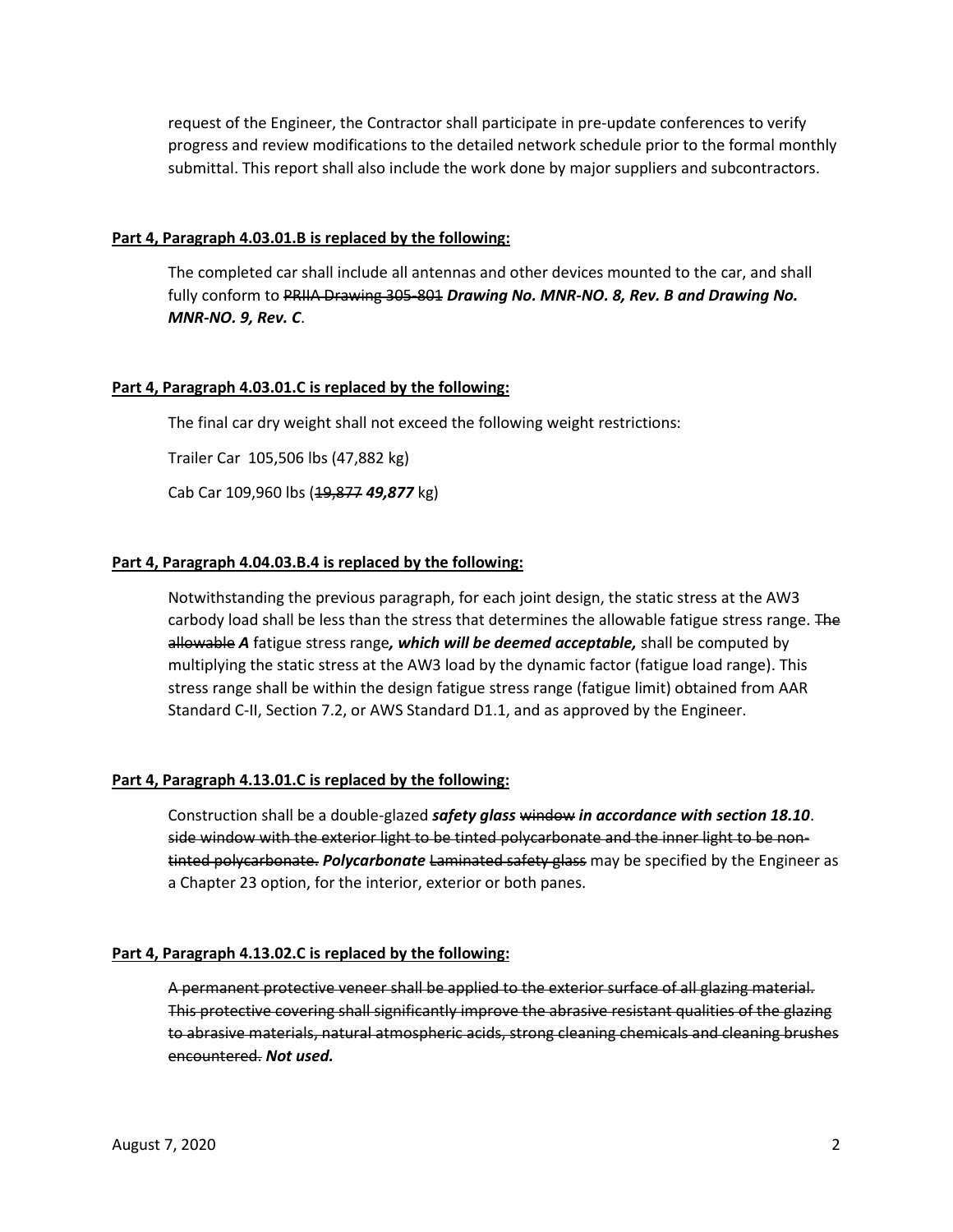request of the Engineer, the Contractor shall participate in pre-update conferences to verify progress and review modifications to the detailed network schedule prior to the formal monthly submittal. This report shall also include the work done by major suppliers and subcontractors.

**Part 4, Paragraph 4.03.01.B is replaced by the following:**

The completed car shall include all antennas and other devices mounted to the car, and shall fully conform to ~~PRIIA Drawing 305-801~~ ***Drawing No. MNR-NO. 8, Rev. B and Drawing No. MNR-NO. 9, Rev. C***.

**Part 4, Paragraph 4.03.01.C is replaced by the following:**

The final car dry weight shall not exceed the following weight restrictions:

Trailer Car 105,506 lbs (47,882 kg)

Cab Car 109,960 lbs (~~19,877~~ ***49,877*** kg)

**Part 4, Paragraph 4.04.03.B.4 is replaced by the following:**

Notwithstanding the previous paragraph, for each joint design, the static stress at the AW3 carbody load shall be less than the stress that determines the allowable fatigue stress range. ~~The allowable~~ ***A*** fatigue stress range***, which will be deemed acceptable,*** shall be computed by multiplying the static stress at the AW3 load by the dynamic factor (fatigue load range). This stress range shall be within the design fatigue stress range (fatigue limit) obtained from AAR Standard C-II, Section 7.2, or AWS Standard D1.1, and as approved by the Engineer.

**Part 4, Paragraph 4.13.01.C is replaced by the following:**

Construction shall be a double-glazed ***safety glass*** ~~window~~ ***in accordance with section 18.10***. ~~side window with the exterior light to be tinted polycarbonate and the inner light to be non-tinted polycarbonate.~~ ***Polycarbonate*** ~~Laminated safety glass~~ may be specified by the Engineer as a Chapter 23 option, for the interior, exterior or both panes.

**Part 4, Paragraph 4.13.02.C is replaced by the following:**

~~A permanent protective veneer shall be applied to the exterior surface of all glazing material. This protective covering shall significantly improve the abrasive resistant qualities of the glazing to abrasive materials, natural atmospheric acids, strong cleaning chemicals and cleaning brushes encountered.~~ ***Not used.***

August 7, 2020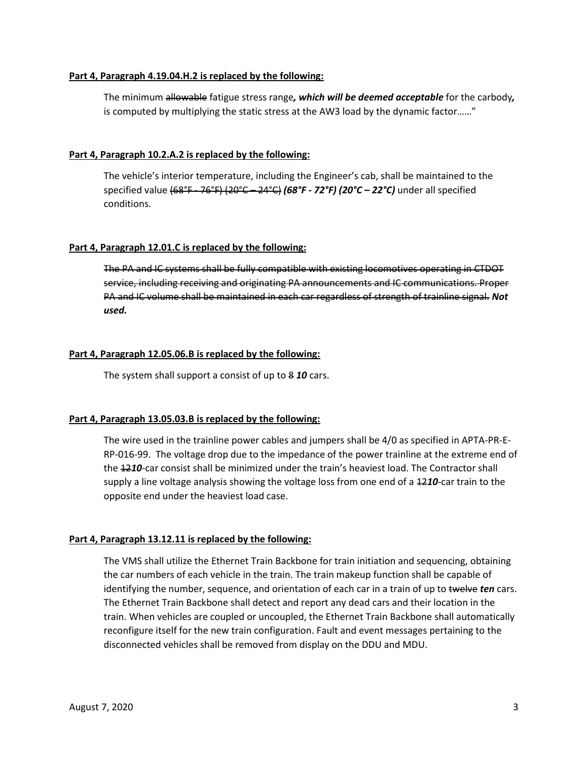**Part 4, Paragraph 4.19.04.H.2 is replaced by the following:**

The minimum ~~allowable~~ fatigue stress range***, which will be deemed acceptable*** for the carbody***,*** is computed by multiplying the static stress at the AW3 load by the dynamic factor……"

**Part 4, Paragraph 10.2.A.2 is replaced by the following:**

The vehicle's interior temperature, including the Engineer's cab, shall be maintained to the specified value ~~(68°F - 76°F) (20°C – 24°C)~~ ***(68°F - 72°F) (20°C – 22°C)*** under all specified conditions.

**Part 4, Paragraph 12.01.C is replaced by the following:**

~~The PA and IC systems shall be fully compatible with existing locomotives operating in CTDOT service, including receiving and originating PA announcements and IC communications. Proper PA and IC volume shall be maintained in each car regardless of strength of trainline signal.~~ ***Not used.***

**Part 4, Paragraph 12.05.06.B is replaced by the following:**

The system shall support a consist of up to ~~8~~ ***10*** cars.

**Part 4, Paragraph 13.05.03.B is replaced by the following:**

The wire used in the trainline power cables and jumpers shall be 4/0 as specified in APTA-PR-E-RP-016-99. The voltage drop due to the impedance of the power trainline at the extreme end of the ~~12~~***10***-car consist shall be minimized under the train's heaviest load. The Contractor shall supply a line voltage analysis showing the voltage loss from one end of a ~~12~~***10***-car train to the opposite end under the heaviest load case.

**Part 4, Paragraph 13.12.11 is replaced by the following:**

The VMS shall utilize the Ethernet Train Backbone for train initiation and sequencing, obtaining the car numbers of each vehicle in the train. The train makeup function shall be capable of identifying the number, sequence, and orientation of each car in a train of up to ~~twelve~~ ***ten*** cars. The Ethernet Train Backbone shall detect and report any dead cars and their location in the train. When vehicles are coupled or uncoupled, the Ethernet Train Backbone shall automatically reconfigure itself for the new train configuration. Fault and event messages pertaining to the disconnected vehicles shall be removed from display on the DDU and MDU.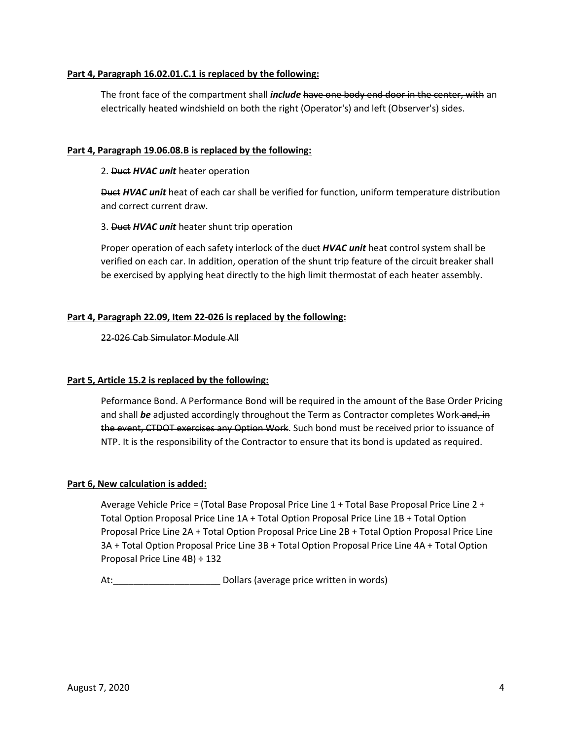**Part 4, Paragraph 16.02.01.C.1 is replaced by the following:**

The front face of the compartment shall ***include*** ~~have one body end door in the center, with~~ an electrically heated windshield on both the right (Operator's) and left (Observer's) sides.

**Part 4, Paragraph 19.06.08.B is replaced by the following:**

2. ~~Duct~~ ***HVAC unit*** heater operation

~~Duct~~ ***HVAC unit*** heat of each car shall be verified for function, uniform temperature distribution and correct current draw.

3. ~~Duct~~ ***HVAC unit*** heater shunt trip operation

Proper operation of each safety interlock of the ~~duct~~ ***HVAC unit*** heat control system shall be verified on each car. In addition, operation of the shunt trip feature of the circuit breaker shall be exercised by applying heat directly to the high limit thermostat of each heater assembly.

**Part 4, Paragraph 22.09, Item 22-026 is replaced by the following:**

~~22-026 Cab Simulator Module All~~

**Part 5, Article 15.2 is replaced by the following:**

Peformance Bond. A Performance Bond will be required in the amount of the Base Order Pricing and shall ***be*** adjusted accordingly throughout the Term as Contractor completes Work~~ and, in the event, CTDOT exercises any Option Work~~. Such bond must be received prior to issuance of NTP. It is the responsibility of the Contractor to ensure that its bond is updated as required.

**Part 6, New calculation is added:**

Average Vehicle Price = (Total Base Proposal Price Line 1 + Total Base Proposal Price Line 2 + Total Option Proposal Price Line 1A + Total Option Proposal Price Line 1B + Total Option Proposal Price Line 2A + Total Option Proposal Price Line 2B + Total Option Proposal Price Line 3A + Total Option Proposal Price Line 3B + Total Option Proposal Price Line 4A + Total Option Proposal Price Line 4B) ÷ 132

At:_____________________ Dollars (average price written in words)

August 7, 2020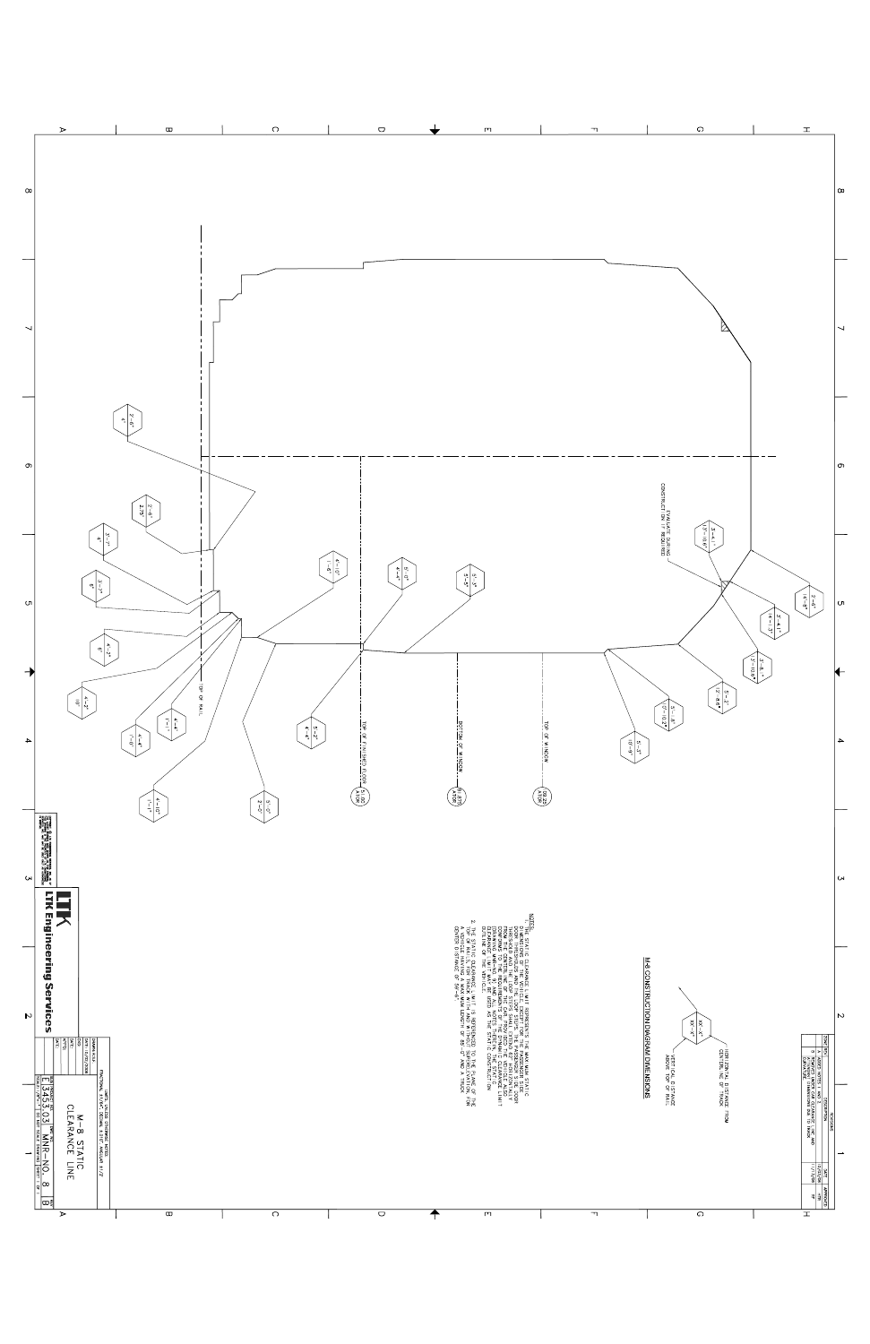## M-8 CONSTRUCTION DIAGRAM DIMENSIONS

XX'-X"
XX'-X"

HORIZONTAL DISTANCE FROM CENTERLINE OF TRACK

VERTICAL DISTANCE ABOVE TOP OF RAIL

NOTES:

1. THE STATIC CLEARANCE LIMIT REPRESENTS THE MAXIMUM STATIC DIMENSIONS OF THE VEHICLE EXCEPT FOR THE PASSENGER SIDE DOOR THRESHOLD AND DOOR ASSEMBLY DIMENSIONS. THE DOOR THRESHOLD AND DOOR ASSEMBLY SHALL BE 5'-5" ±0.25" FROM THE CENTERLINE OF THE CAR PROVIDED THE VEHICLE ALSO CONFORMS TO THE REQUIREMENTS OF THE DYNAMIC CLEARANCE LIMIT DRAWING MNR-NO. 9 AND ALL NOTES THEREIN. THE STATIC CLEARANCE LIMIT SHALL NOT BE USED AS THE STATIC CONSTRUCTION OUTLINE OF THE VEHICLE.

2. THE STATIC CLEARANCE LIMIT IS REFERENCED TO THE TOP OF RAIL FOR TRACK WITHOUT SUPERELEVATION, FOR A VEHICLE HAVING A MAXIMUM LENGTH OF 85'-0" AND A TRUCK CENTER DISTANCE OF 59'-6".

TOP OF RAIL

TOP OF FINISHED FLOOR 4'-3½" A.T.O.R.

BOTTOM OF WINDOW 6'-3½" A.T.O.R.

TOP OF WINDOW 9'-0¼" A.T.O.R.

EVALUATE DURING CONSTRUCTION IF REQUIRED

| REVISIONS | | | |
|---|---|---|---|
| ZONE / REV | DESCRIPTION | DATE | APPROVED |
| A | ADDED NOTES 1 AND 2 | 10/30/08 | |
| B | ADDED NEW STATIC CLEARANCE LINE AND DIMENSIONS ADJ. TO TRACK | 11/13/08 | |

**LTK Engineering Services**

M-8 STATIC CLEARANCE LINE

LTK PROJECT NO. L3453.03

DWG. NO. MNR-NO. 8

REV B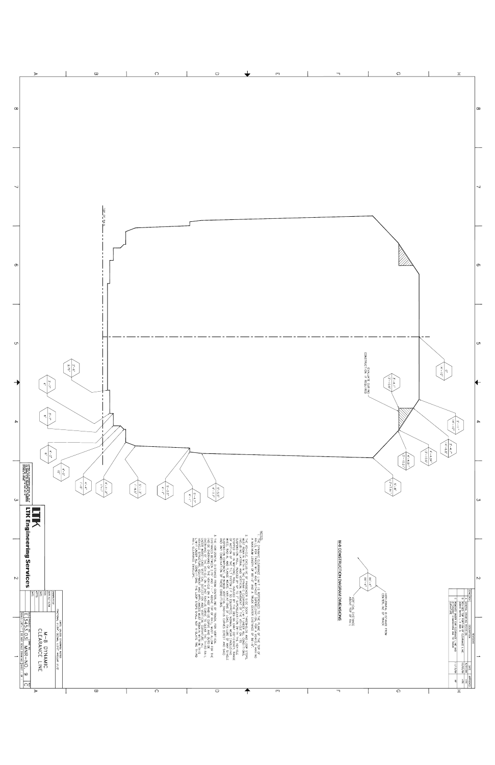## M-8 CONSTRUCTION DIAGRAM DIMENSIONS

HORIZONTAL DISTANCE FROM CENTERLINE OF TRACK

VERTICAL DISTANCE ABOVE TOP OF RAIL

NOTES:

1. THE DYNAMIC CLEARANCE LIMIT IS REFERENCED TO THE PLANE OF THE TOP OF RAILS FOR A TRACK WITH NO SUPERELEVATION. THE VEHICLE MAY HAVE A MAXIMUM LENGTH OF 85'-0" AND A TRUCK CENTER DISTANCE OF 59'-6".
2. THE VEHICLE, EXCLUSIVE OF PASSENGER SIDE DOOR THRESHOLDS AND LOOP STEPS, SHALL REMAIN WITHIN THE DYNAMIC CLEARANCE LINE AS SHOWN ON THIS DRAWING INCLUDING WHEN ANY OR ALL THE FOLLOWING CONDITIONS APPLY: SUSPENSION RESULTING FROM WEAR, DEFLATION OR FAILURE OF ANY SUSPENSION ELEMENT; DYNAMIC MOTION OF THE CAR; ASYMMETRIC LOADING; SUPERELEVATION; WORN WHEELS AND RAIL; TRACK TOLERANCES; ROLL, PITCH, BOUNCE AND LATERAL MOTION OF THE TRUCK AND CARBODY INCLUDING CURVES (EXCEPT AS NOTED).
3. THE HORIZONTAL DISTANCE FROM CENTERLINE OF TRACK FOR VERTICAL DISTANCES BETWEEN 2'-4" AND 1'-8" ABOVE TOP OF RAIL MUST ALLOW FOR THE THIRD RAIL COVERBOARD AND TRACK-MOUNTED EQUIPMENT. ALL UNDERCAR EQUIPMENT SHALL REMAIN WITHIN THE LIMITS OF THE DYNAMIC CLEARANCE LINE UNDER ALL CONDITIONS. THE LOOP STEPS SHALL NOT VIOLATE THE THIRD RAIL CLEARANCE ENVELOPE.

Dimension callouts (horizontal / vertical): 4'-10" / 0"; 3'-4.1" / 3'-10.8" (EXISTING OUTLINE CONSTRUCTION IF REQUIRED); 2'-11" / 4'-10"; 3'-4.1" / 4'-8.8"; 4'-4.91" / 3'-10.81"; 4'-4.34" / 3'-10.8"; 2'-8" / 2'-7.81"; 3'-5.5" / 4'-7.1"; 4'-1" / 5'-4.7"; 5'-2.5" / 4'-1"; 5'-3" / 1'-6.5"; 4'-11.2" / 1'-1"; 4'-6" / 1'-0"; 4'-2" / 10"; 4'-3" / 6"; 3'-11" / 6"; 3'-7" / 6"; 2'-6" / 2.75"

TOP OF RAIL

## LTK Engineering Services

M-8 DYNAMIC CLEARANCE LINE

UNLESS OTHERWISE NOTED: FUNCTIONAL STYLE, ISSUE 1/12

LTK PROJECT NO.: E1345.03 | DWG. NO.: MNR-NO. 9 | REV: C

REVISIONS

| ZONE | REV. | DESCRIPTION | DATE | APPROVED |
|---|---|---|---|---|
| | A | GENERAL DRAWING REVISION | | |
| | B | | | |
| | C | | 11/17/06 | |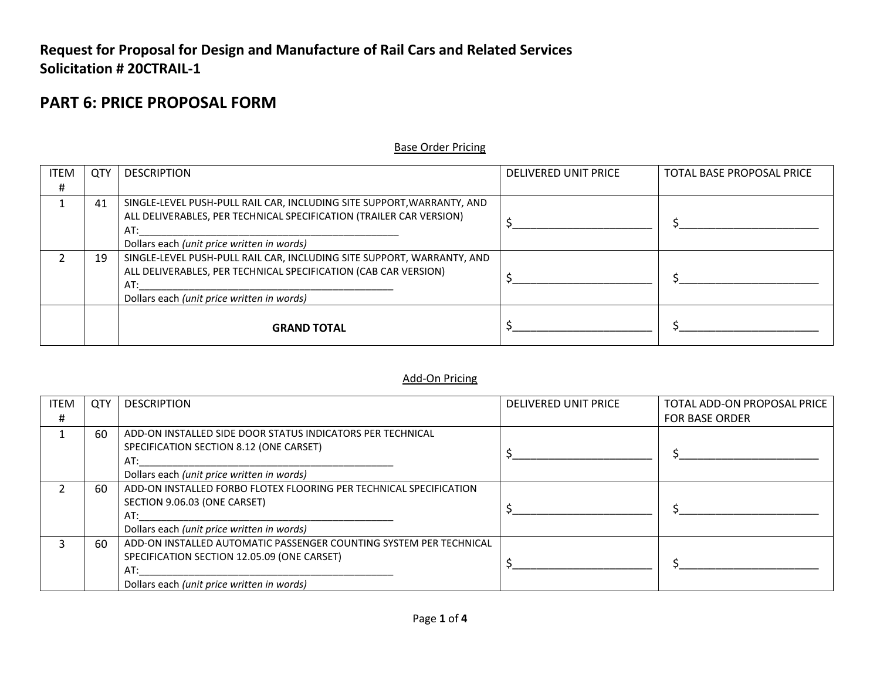**Request for Proposal for Design and Manufacture of Rail Cars and Related Services**
**Solicitation # 20CTRAIL-1**

# PART 6: PRICE PROPOSAL FORM

Base Order Pricing

| ITEM # | QTY | DESCRIPTION | DELIVERED UNIT PRICE | TOTAL BASE PROPOSAL PRICE |
|---|---|---|---|---|
| 1 | 41 | SINGLE-LEVEL PUSH-PULL RAIL CAR, INCLUDING SITE SUPPORT,WARRANTY, AND ALL DELIVERABLES, PER TECHNICAL SPECIFICATION (TRAILER CAR VERSION) AT:_______________________________________________ Dollars each *(unit price written in words)* | $_______________________ | $_______________________ |
| 2 | 19 | SINGLE-LEVEL PUSH-PULL RAIL CAR, INCLUDING SITE SUPPORT, WARRANTY, AND ALL DELIVERABLES, PER TECHNICAL SPECIFICATION (CAB CAR VERSION) AT:_______________________________________________ Dollars each *(unit price written in words)* | $_______________________ | $_______________________ |
| | | **GRAND TOTAL** | $_______________________ | $_______________________ |

Add-On Pricing

| ITEM # | QTY | DESCRIPTION | DELIVERED UNIT PRICE | TOTAL ADD-ON PROPOSAL PRICE FOR BASE ORDER |
|---|---|---|---|---|
| 1 | 60 | ADD-ON INSTALLED SIDE DOOR STATUS INDICATORS PER TECHNICAL SPECIFICATION SECTION 8.12 (ONE CARSET) AT:_______________________________________________ Dollars each *(unit price written in words)* | $_______________________ | $_______________________ |
| 2 | 60 | ADD-ON INSTALLED FORBO FLOTEX FLOORING PER TECHNICAL SPECIFICATION SECTION 9.06.03 (ONE CARSET) AT:_______________________________________________ Dollars each *(unit price written in words)* | $_______________________ | $_______________________ |
| 3 | 60 | ADD-ON INSTALLED AUTOMATIC PASSENGER COUNTING SYSTEM PER TECHNICAL SPECIFICATION SECTION 12.05.09 (ONE CARSET) AT:_______________________________________________ Dollars each *(unit price written in words)* | $_______________________ | $_______________________ |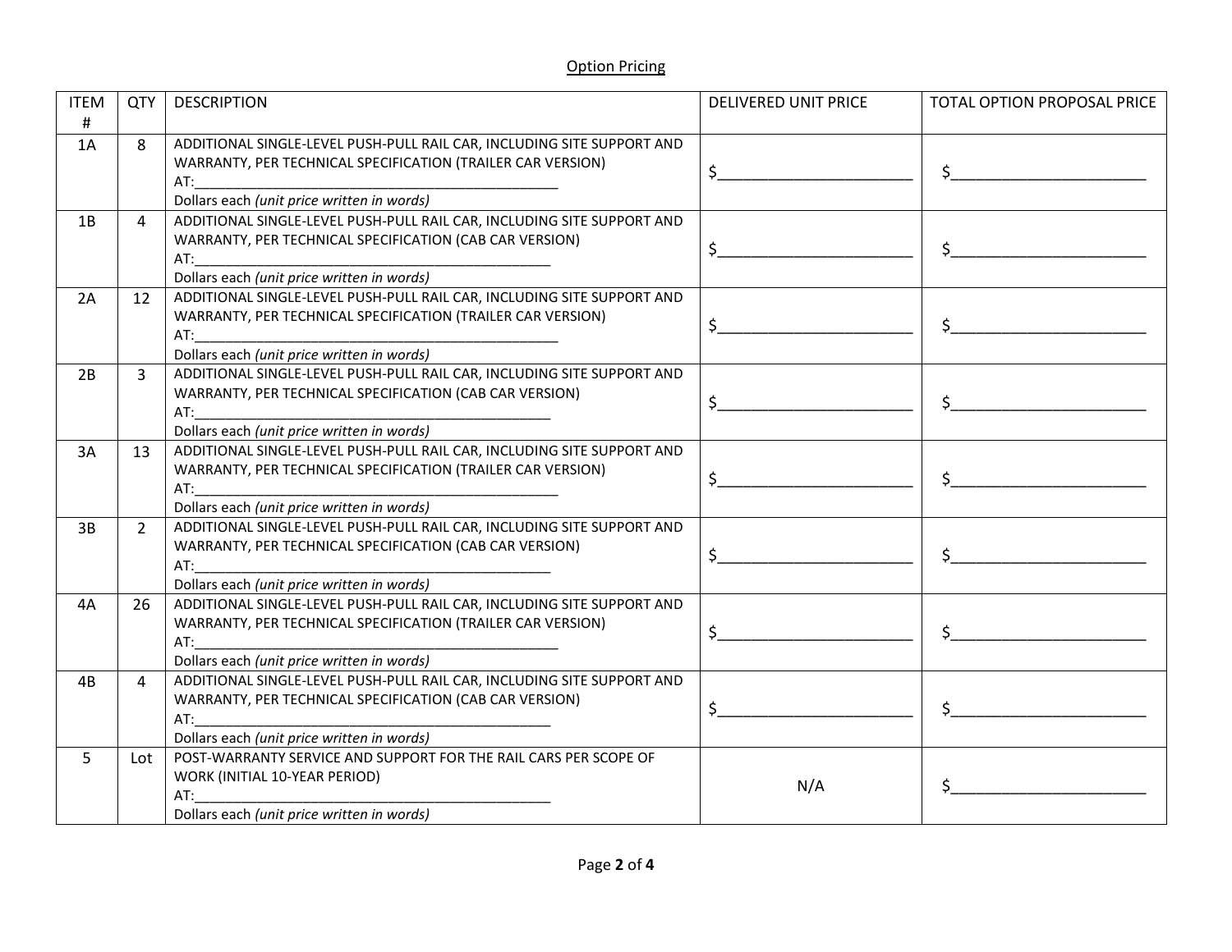Option Pricing

| ITEM # | QTY | DESCRIPTION | DELIVERED UNIT PRICE | TOTAL OPTION PROPOSAL PRICE |
|---|---|---|---|---|
| 1A | 8 | ADDITIONAL SINGLE-LEVEL PUSH-PULL RAIL CAR, INCLUDING SITE SUPPORT AND WARRANTY, PER TECHNICAL SPECIFICATION (TRAILER CAR VERSION) AT:_______________________________________________ Dollars each *(unit price written in words)* | $________________________ | $________________________ |
| 1B | 4 | ADDITIONAL SINGLE-LEVEL PUSH-PULL RAIL CAR, INCLUDING SITE SUPPORT AND WARRANTY, PER TECHNICAL SPECIFICATION (CAB CAR VERSION) AT:_______________________________________________ Dollars each *(unit price written in words)* | $________________________ | $________________________ |
| 2A | 12 | ADDITIONAL SINGLE-LEVEL PUSH-PULL RAIL CAR, INCLUDING SITE SUPPORT AND WARRANTY, PER TECHNICAL SPECIFICATION (TRAILER CAR VERSION) AT:_______________________________________________ Dollars each *(unit price written in words)* | $________________________ | $________________________ |
| 2B | 3 | ADDITIONAL SINGLE-LEVEL PUSH-PULL RAIL CAR, INCLUDING SITE SUPPORT AND WARRANTY, PER TECHNICAL SPECIFICATION (CAB CAR VERSION) AT:_______________________________________________ Dollars each *(unit price written in words)* | $________________________ | $________________________ |
| 3A | 13 | ADDITIONAL SINGLE-LEVEL PUSH-PULL RAIL CAR, INCLUDING SITE SUPPORT AND WARRANTY, PER TECHNICAL SPECIFICATION (TRAILER CAR VERSION) AT:_______________________________________________ Dollars each *(unit price written in words)* | $________________________ | $________________________ |
| 3B | 2 | ADDITIONAL SINGLE-LEVEL PUSH-PULL RAIL CAR, INCLUDING SITE SUPPORT AND WARRANTY, PER TECHNICAL SPECIFICATION (CAB CAR VERSION) AT:_______________________________________________ Dollars each *(unit price written in words)* | $________________________ | $________________________ |
| 4A | 26 | ADDITIONAL SINGLE-LEVEL PUSH-PULL RAIL CAR, INCLUDING SITE SUPPORT AND WARRANTY, PER TECHNICAL SPECIFICATION (TRAILER CAR VERSION) AT:_______________________________________________ Dollars each *(unit price written in words)* | $________________________ | $________________________ |
| 4B | 4 | ADDITIONAL SINGLE-LEVEL PUSH-PULL RAIL CAR, INCLUDING SITE SUPPORT AND WARRANTY, PER TECHNICAL SPECIFICATION (CAB CAR VERSION) AT:_______________________________________________ Dollars each *(unit price written in words)* | $________________________ | $________________________ |
| 5 | Lot | POST-WARRANTY SERVICE AND SUPPORT FOR THE RAIL CARS PER SCOPE OF WORK (INITIAL 10-YEAR PERIOD) AT:_______________________________________________ Dollars each *(unit price written in words)* | N/A | $________________________ |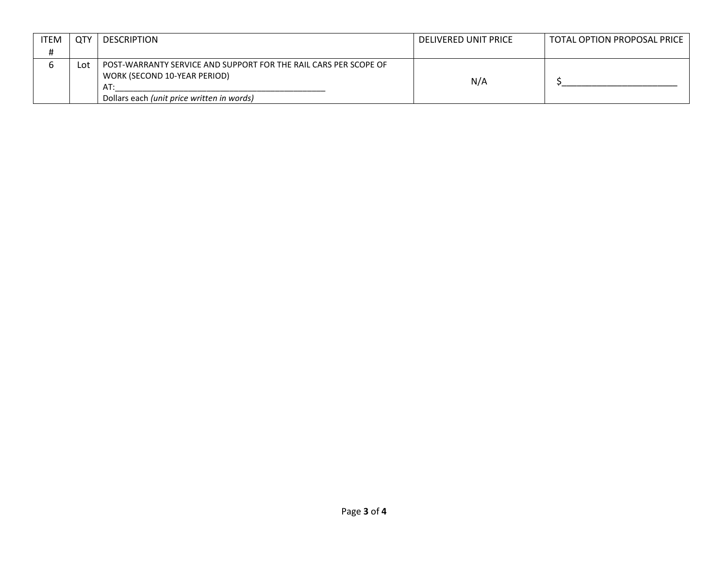| ITEM # | QTY | DESCRIPTION | DELIVERED UNIT PRICE | TOTAL OPTION PROPOSAL PRICE |
|---|---|---|---|---|
| 6 | Lot | POST-WARRANTY SERVICE AND SUPPORT FOR THE RAIL CARS PER SCOPE OF WORK (SECOND 10-YEAR PERIOD)<br>AT:_______________________________________________<br>Dollars each *(unit price written in words)* | N/A | $_______________________ |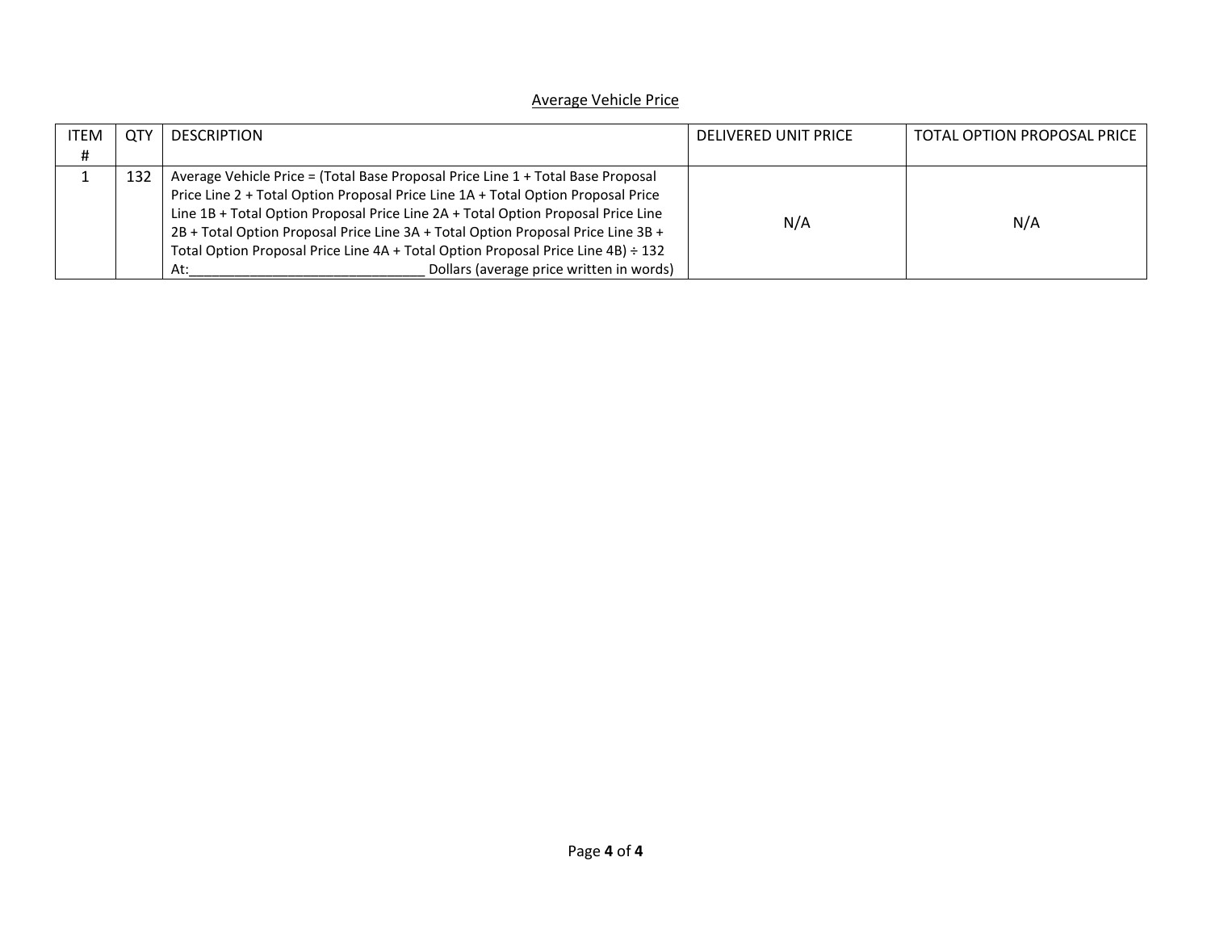Average Vehicle Price

| ITEM # | QTY | DESCRIPTION | DELIVERED UNIT PRICE | TOTAL OPTION PROPOSAL PRICE |
|---|---|---|---|---|
| 1 | 132 | Average Vehicle Price = (Total Base Proposal Price Line 1 + Total Base Proposal Price Line 2 + Total Option Proposal Price Line 1A + Total Option Proposal Price Line 1B + Total Option Proposal Price Line 2A + Total Option Proposal Price Line 2B + Total Option Proposal Price Line 3A + Total Option Proposal Price Line 3B + Total Option Proposal Price Line 4A + Total Option Proposal Price Line 4B) ÷ 132 At:______________________________ Dollars (average price written in words) | N/A | N/A |